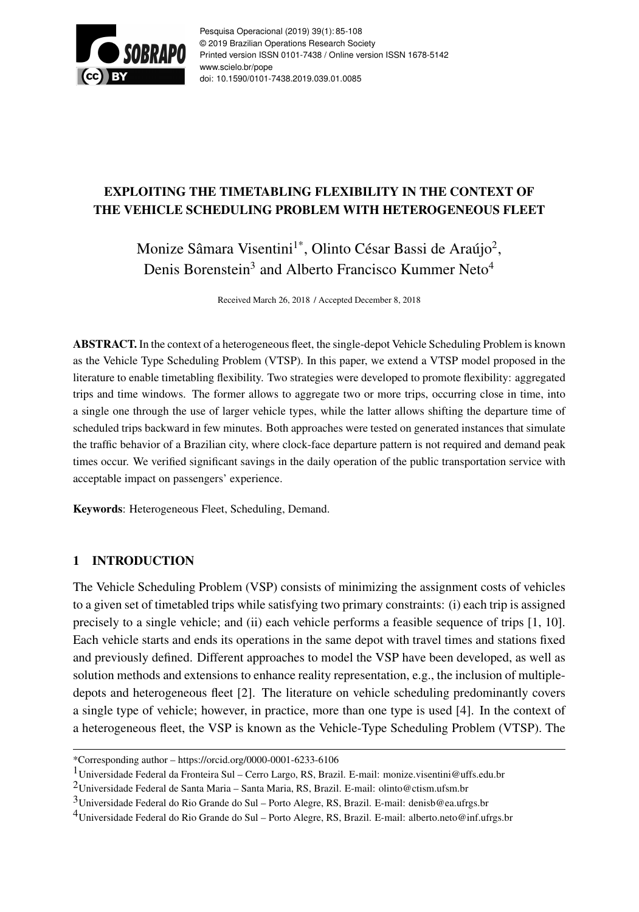# EXPLOITING THE TIMETABLING FLEXIBILITY IN THE CONTEXT OF THE VEHICLE SCHEDULING PROBLEM WITH HETEROGENEOUS FLEET

Monize Sâmara Visentini[1*], Olinto César Bassi de Araújo[2], Denis Borenstein[3] and Alberto Francisco Kummer Neto[4]

Received March 26, 2018 / Accepted December 8, 2018

**ABSTRACT.** In the context of a heterogeneous fleet, the single-depot Vehicle Scheduling Problem is known as the Vehicle Type Scheduling Problem (VTSP). In this paper, we extend a VTSP model proposed in the literature to enable timetabling flexibility. Two strategies were developed to promote flexibility: aggregated trips and time windows. The former allows to aggregate two or more trips, occurring close in time, into a single one through the use of larger vehicle types, while the latter allows shifting the departure time of scheduled trips backward in few minutes. Both approaches were tested on generated instances that simulate the traffic behavior of a Brazilian city, where clock-face departure pattern is not required and demand peak times occur. We verified significant savings in the daily operation of the public transportation service with acceptable impact on passengers' experience.

**Keywords**: Heterogeneous Fleet, Scheduling, Demand.

## 1 INTRODUCTION

The Vehicle Scheduling Problem (VSP) consists of minimizing the assignment costs of vehicles to a given set of timetabled trips while satisfying two primary constraints: (i) each trip is assigned precisely to a single vehicle; and (ii) each vehicle performs a feasible sequence of trips [1, 10]. Each vehicle starts and ends its operations in the same depot with travel times and stations fixed and previously defined. Different approaches to model the VSP have been developed, as well as solution methods and extensions to enhance reality representation, e.g., the inclusion of multiple-depots and heterogeneous fleet [2]. The literature on vehicle scheduling predominantly covers a single type of vehicle; however, in practice, more than one type is used [4]. In the context of a heterogeneous fleet, the VSP is known as the Vehicle-Type Scheduling Problem (VTSP). The

---

*Corresponding author – https://orcid.org/0000-0001-6233-6106

[1]Universidade Federal da Fronteira Sul – Cerro Largo, RS, Brazil. E-mail: monize.visentini@uffs.edu.br

[2]Universidade Federal de Santa Maria – Santa Maria, RS, Brazil. E-mail: olinto@ctism.ufsm.br

[3]Universidade Federal do Rio Grande do Sul – Porto Alegre, RS, Brazil. E-mail: denisb@ea.ufrgs.br

[4]Universidade Federal do Rio Grande do Sul – Porto Alegre, RS, Brazil. E-mail: alberto.neto@inf.ufrgs.br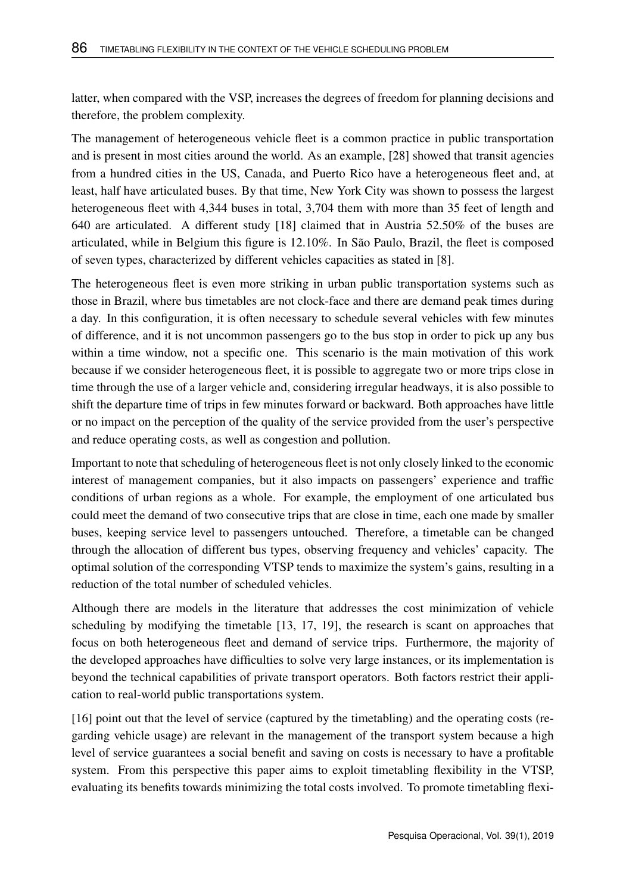latter, when compared with the VSP, increases the degrees of freedom for planning decisions and therefore, the problem complexity.

The management of heterogeneous vehicle fleet is a common practice in public transportation and is present in most cities around the world. As an example, [28] showed that transit agencies from a hundred cities in the US, Canada, and Puerto Rico have a heterogeneous fleet and, at least, half have articulated buses. By that time, New York City was shown to possess the largest heterogeneous fleet with 4,344 buses in total, 3,704 them with more than 35 feet of length and 640 are articulated. A different study [18] claimed that in Austria 52.50% of the buses are articulated, while in Belgium this figure is 12.10%. In São Paulo, Brazil, the fleet is composed of seven types, characterized by different vehicles capacities as stated in [8].

The heterogeneous fleet is even more striking in urban public transportation systems such as those in Brazil, where bus timetables are not clock-face and there are demand peak times during a day. In this configuration, it is often necessary to schedule several vehicles with few minutes of difference, and it is not uncommon passengers go to the bus stop in order to pick up any bus within a time window, not a specific one. This scenario is the main motivation of this work because if we consider heterogeneous fleet, it is possible to aggregate two or more trips close in time through the use of a larger vehicle and, considering irregular headways, it is also possible to shift the departure time of trips in few minutes forward or backward. Both approaches have little or no impact on the perception of the quality of the service provided from the user's perspective and reduce operating costs, as well as congestion and pollution.

Important to note that scheduling of heterogeneous fleet is not only closely linked to the economic interest of management companies, but it also impacts on passengers' experience and traffic conditions of urban regions as a whole. For example, the employment of one articulated bus could meet the demand of two consecutive trips that are close in time, each one made by smaller buses, keeping service level to passengers untouched. Therefore, a timetable can be changed through the allocation of different bus types, observing frequency and vehicles' capacity. The optimal solution of the corresponding VTSP tends to maximize the system's gains, resulting in a reduction of the total number of scheduled vehicles.

Although there are models in the literature that addresses the cost minimization of vehicle scheduling by modifying the timetable [13, 17, 19], the research is scant on approaches that focus on both heterogeneous fleet and demand of service trips. Furthermore, the majority of the developed approaches have difficulties to solve very large instances, or its implementation is beyond the technical capabilities of private transport operators. Both factors restrict their application to real-world public transportations system.

[16] point out that the level of service (captured by the timetabling) and the operating costs (regarding vehicle usage) are relevant in the management of the transport system because a high level of service guarantees a social benefit and saving on costs is necessary to have a profitable system. From this perspective this paper aims to exploit timetabling flexibility in the VTSP, evaluating its benefits towards minimizing the total costs involved. To promote timetabling flexi-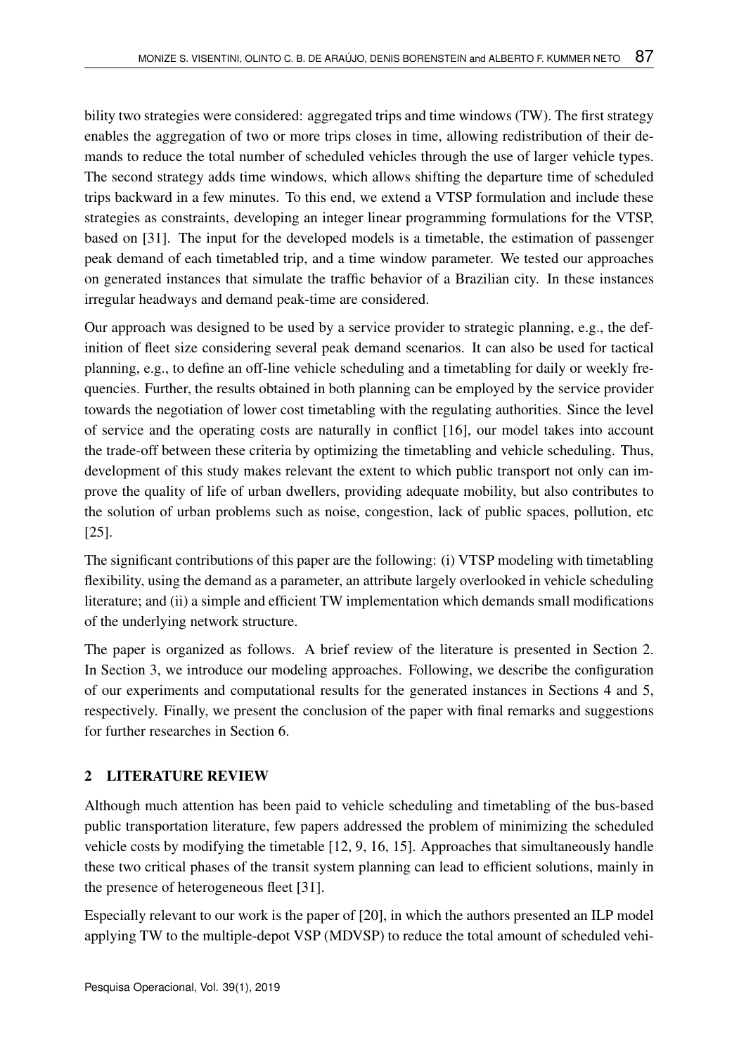bility two strategies were considered: aggregated trips and time windows (TW). The first strategy enables the aggregation of two or more trips closes in time, allowing redistribution of their demands to reduce the total number of scheduled vehicles through the use of larger vehicle types. The second strategy adds time windows, which allows shifting the departure time of scheduled trips backward in a few minutes. To this end, we extend a VTSP formulation and include these strategies as constraints, developing an integer linear programming formulations for the VTSP, based on [31]. The input for the developed models is a timetable, the estimation of passenger peak demand of each timetabled trip, and a time window parameter. We tested our approaches on generated instances that simulate the traffic behavior of a Brazilian city. In these instances irregular headways and demand peak-time are considered.

Our approach was designed to be used by a service provider to strategic planning, e.g., the definition of fleet size considering several peak demand scenarios. It can also be used for tactical planning, e.g., to define an off-line vehicle scheduling and a timetabling for daily or weekly frequencies. Further, the results obtained in both planning can be employed by the service provider towards the negotiation of lower cost timetabling with the regulating authorities. Since the level of service and the operating costs are naturally in conflict [16], our model takes into account the trade-off between these criteria by optimizing the timetabling and vehicle scheduling. Thus, development of this study makes relevant the extent to which public transport not only can improve the quality of life of urban dwellers, providing adequate mobility, but also contributes to the solution of urban problems such as noise, congestion, lack of public spaces, pollution, etc [25].

The significant contributions of this paper are the following: (i) VTSP modeling with timetabling flexibility, using the demand as a parameter, an attribute largely overlooked in vehicle scheduling literature; and (ii) a simple and efficient TW implementation which demands small modifications of the underlying network structure.

The paper is organized as follows. A brief review of the literature is presented in Section 2. In Section 3, we introduce our modeling approaches. Following, we describe the configuration of our experiments and computational results for the generated instances in Sections 4 and 5, respectively. Finally, we present the conclusion of the paper with final remarks and suggestions for further researches in Section 6.

## 2 LITERATURE REVIEW

Although much attention has been paid to vehicle scheduling and timetabling of the bus-based public transportation literature, few papers addressed the problem of minimizing the scheduled vehicle costs by modifying the timetable [12, 9, 16, 15]. Approaches that simultaneously handle these two critical phases of the transit system planning can lead to efficient solutions, mainly in the presence of heterogeneous fleet [31].

Especially relevant to our work is the paper of [20], in which the authors presented an ILP model applying TW to the multiple-depot VSP (MDVSP) to reduce the total amount of scheduled vehi-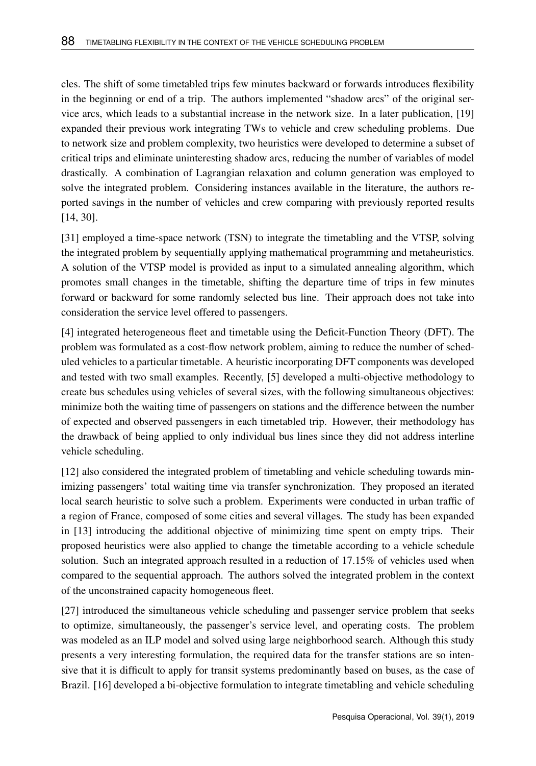cles. The shift of some timetabled trips few minutes backward or forwards introduces flexibility in the beginning or end of a trip. The authors implemented "shadow arcs" of the original service arcs, which leads to a substantial increase in the network size. In a later publication, [19] expanded their previous work integrating TWs to vehicle and crew scheduling problems. Due to network size and problem complexity, two heuristics were developed to determine a subset of critical trips and eliminate uninteresting shadow arcs, reducing the number of variables of model drastically. A combination of Lagrangian relaxation and column generation was employed to solve the integrated problem. Considering instances available in the literature, the authors reported savings in the number of vehicles and crew comparing with previously reported results [14, 30].

[31] employed a time-space network (TSN) to integrate the timetabling and the VTSP, solving the integrated problem by sequentially applying mathematical programming and metaheuristics. A solution of the VTSP model is provided as input to a simulated annealing algorithm, which promotes small changes in the timetable, shifting the departure time of trips in few minutes forward or backward for some randomly selected bus line. Their approach does not take into consideration the service level offered to passengers.

[4] integrated heterogeneous fleet and timetable using the Deficit-Function Theory (DFT). The problem was formulated as a cost-flow network problem, aiming to reduce the number of scheduled vehicles to a particular timetable. A heuristic incorporating DFT components was developed and tested with two small examples. Recently, [5] developed a multi-objective methodology to create bus schedules using vehicles of several sizes, with the following simultaneous objectives: minimize both the waiting time of passengers on stations and the difference between the number of expected and observed passengers in each timetabled trip. However, their methodology has the drawback of being applied to only individual bus lines since they did not address interline vehicle scheduling.

[12] also considered the integrated problem of timetabling and vehicle scheduling towards minimizing passengers' total waiting time via transfer synchronization. They proposed an iterated local search heuristic to solve such a problem. Experiments were conducted in urban traffic of a region of France, composed of some cities and several villages. The study has been expanded in [13] introducing the additional objective of minimizing time spent on empty trips. Their proposed heuristics were also applied to change the timetable according to a vehicle schedule solution. Such an integrated approach resulted in a reduction of 17.15% of vehicles used when compared to the sequential approach. The authors solved the integrated problem in the context of the unconstrained capacity homogeneous fleet.

[27] introduced the simultaneous vehicle scheduling and passenger service problem that seeks to optimize, simultaneously, the passenger's service level, and operating costs. The problem was modeled as an ILP model and solved using large neighborhood search. Although this study presents a very interesting formulation, the required data for the transfer stations are so intensive that it is difficult to apply for transit systems predominantly based on buses, as the case of Brazil. [16] developed a bi-objective formulation to integrate timetabling and vehicle scheduling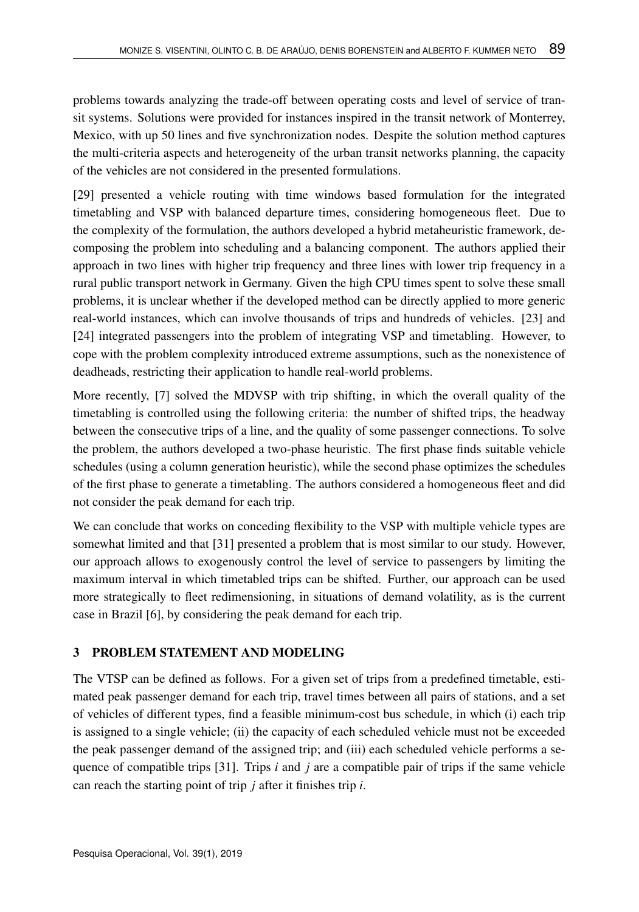problems towards analyzing the trade-off between operating costs and level of service of transit systems. Solutions were provided for instances inspired in the transit network of Monterrey, Mexico, with up 50 lines and five synchronization nodes. Despite the solution method captures the multi-criteria aspects and heterogeneity of the urban transit networks planning, the capacity of the vehicles are not considered in the presented formulations.

[29] presented a vehicle routing with time windows based formulation for the integrated timetabling and VSP with balanced departure times, considering homogeneous fleet. Due to the complexity of the formulation, the authors developed a hybrid metaheuristic framework, decomposing the problem into scheduling and a balancing component. The authors applied their approach in two lines with higher trip frequency and three lines with lower trip frequency in a rural public transport network in Germany. Given the high CPU times spent to solve these small problems, it is unclear whether if the developed method can be directly applied to more generic real-world instances, which can involve thousands of trips and hundreds of vehicles. [23] and [24] integrated passengers into the problem of integrating VSP and timetabling. However, to cope with the problem complexity introduced extreme assumptions, such as the nonexistence of deadheads, restricting their application to handle real-world problems.

More recently, [7] solved the MDVSP with trip shifting, in which the overall quality of the timetabling is controlled using the following criteria: the number of shifted trips, the headway between the consecutive trips of a line, and the quality of some passenger connections. To solve the problem, the authors developed a two-phase heuristic. The first phase finds suitable vehicle schedules (using a column generation heuristic), while the second phase optimizes the schedules of the first phase to generate a timetabling. The authors considered a homogeneous fleet and did not consider the peak demand for each trip.

We can conclude that works on conceding flexibility to the VSP with multiple vehicle types are somewhat limited and that [31] presented a problem that is most similar to our study. However, our approach allows to exogenously control the level of service to passengers by limiting the maximum interval in which timetabled trips can be shifted. Further, our approach can be used more strategically to fleet redimensioning, in situations of demand volatility, as is the current case in Brazil [6], by considering the peak demand for each trip.

## 3 PROBLEM STATEMENT AND MODELING

The VTSP can be defined as follows. For a given set of trips from a predefined timetable, estimated peak passenger demand for each trip, travel times between all pairs of stations, and a set of vehicles of different types, find a feasible minimum-cost bus schedule, in which (i) each trip is assigned to a single vehicle; (ii) the capacity of each scheduled vehicle must not be exceeded the peak passenger demand of the assigned trip; and (iii) each scheduled vehicle performs a sequence of compatible trips [31]. Trips $i$ and $j$ are a compatible pair of trips if the same vehicle can reach the starting point of trip $j$ after it finishes trip $i$.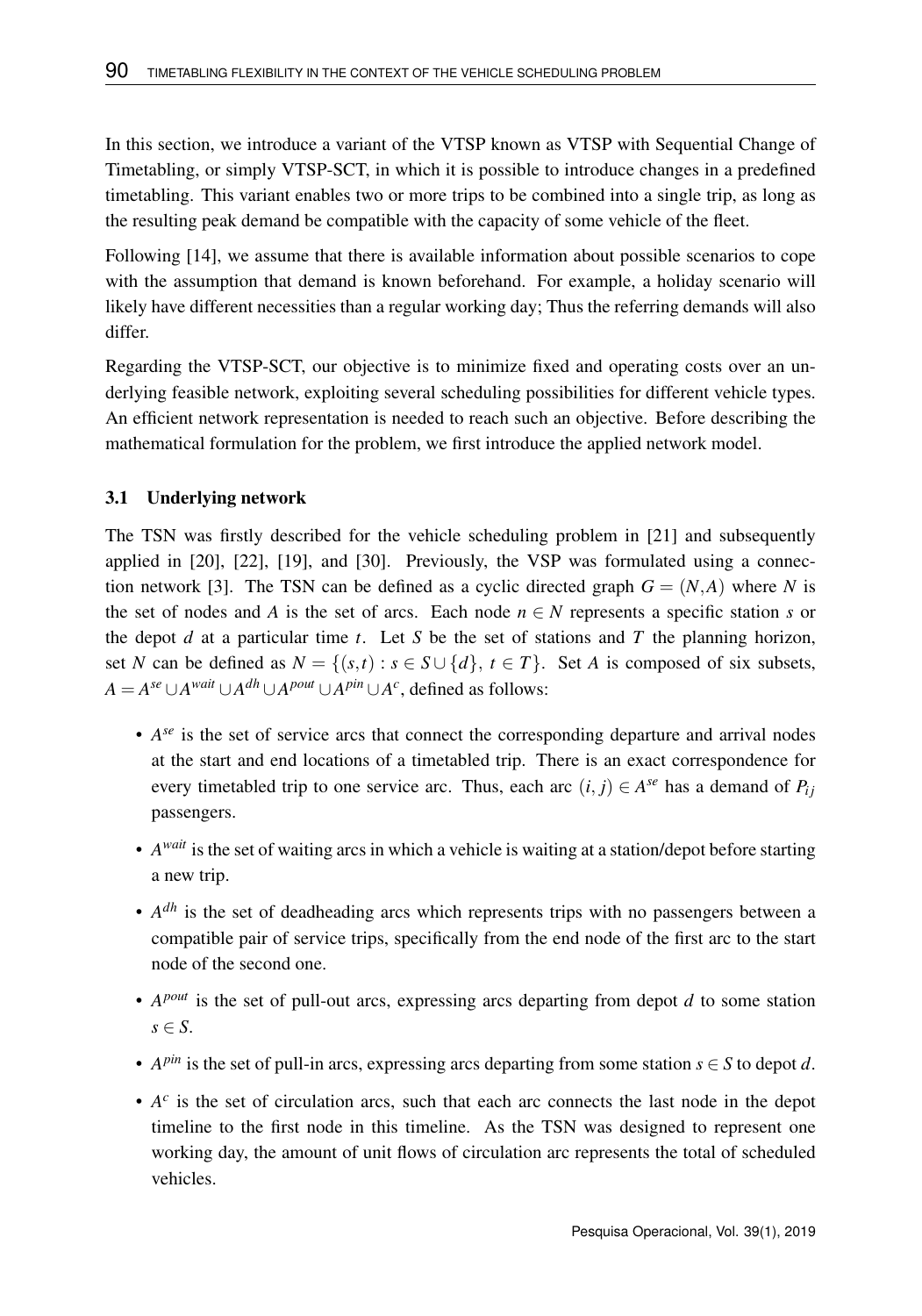In this section, we introduce a variant of the VTSP known as VTSP with Sequential Change of Timetabling, or simply VTSP-SCT, in which it is possible to introduce changes in a predefined timetabling. This variant enables two or more trips to be combined into a single trip, as long as the resulting peak demand be compatible with the capacity of some vehicle of the fleet.

Following [14], we assume that there is available information about possible scenarios to cope with the assumption that demand is known beforehand. For example, a holiday scenario will likely have different necessities than a regular working day; Thus the referring demands will also differ.

Regarding the VTSP-SCT, our objective is to minimize fixed and operating costs over an underlying feasible network, exploiting several scheduling possibilities for different vehicle types. An efficient network representation is needed to reach such an objective. Before describing the mathematical formulation for the problem, we first introduce the applied network model.

### 3.1 Underlying network

The TSN was firstly described for the vehicle scheduling problem in [21] and subsequently applied in [20], [22], [19], and [30]. Previously, the VSP was formulated using a connection network [3]. The TSN can be defined as a cyclic directed graph $G = (N, A)$ where $N$ is the set of nodes and $A$ is the set of arcs. Each node $n \in N$ represents a specific station $s$ or the depot $d$ at a particular time $t$. Let $S$ be the set of stations and $T$ the planning horizon, set $N$ can be defined as $N = \{(s,t) : s \in S \cup \{d\},\ t \in T\}$. Set $A$ is composed of six subsets, $A = A^{se} \cup A^{wait} \cup A^{dh} \cup A^{pout} \cup A^{pin} \cup A^{c}$, defined as follows:

- $A^{se}$ is the set of service arcs that connect the corresponding departure and arrival nodes at the start and end locations of a timetabled trip. There is an exact correspondence for every timetabled trip to one service arc. Thus, each arc $(i, j) \in A^{se}$ has a demand of $P_{ij}$ passengers.
- $A^{wait}$ is the set of waiting arcs in which a vehicle is waiting at a station/depot before starting a new trip.
- $A^{dh}$ is the set of deadheading arcs which represents trips with no passengers between a compatible pair of service trips, specifically from the end node of the first arc to the start node of the second one.
- $A^{pout}$ is the set of pull-out arcs, expressing arcs departing from depot $d$ to some station $s \in S$.
- $A^{pin}$ is the set of pull-in arcs, expressing arcs departing from some station $s \in S$ to depot $d$.
- $A^{c}$ is the set of circulation arcs, such that each arc connects the last node in the depot timeline to the first node in this timeline. As the TSN was designed to represent one working day, the amount of unit flows of circulation arc represents the total of scheduled vehicles.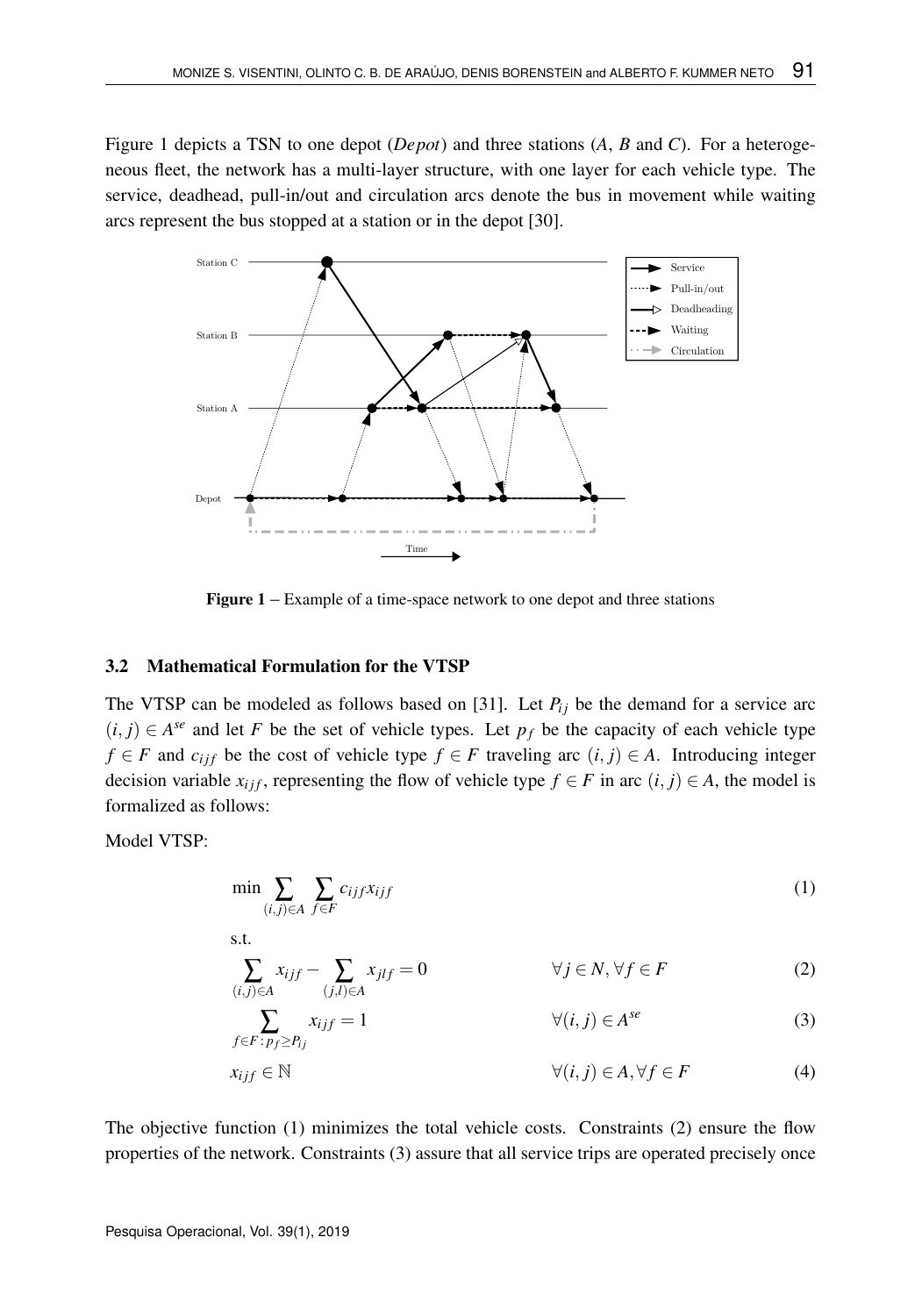Figure 1 depicts a TSN to one depot (*Depot*) and three stations (*A*, *B* and *C*). For a heterogeneous fleet, the network has a multi-layer structure, with one layer for each vehicle type. The service, deadhead, pull-in/out and circulation arcs denote the bus in movement while waiting arcs represent the bus stopped at a station or in the depot [30].

**Figure 1** – Example of a time-space network to one depot and three stations

### 3.2 Mathematical Formulation for the VTSP

The VTSP can be modeled as follows based on [31]. Let $P_{ij}$ be the demand for a service arc $(i,j) \in A^{se}$ and let $F$ be the set of vehicle types. Let $p_f$ be the capacity of each vehicle type $f \in F$ and $c_{ijf}$ be the cost of vehicle type $f \in F$ traveling arc $(i,j) \in A$. Introducing integer decision variable $x_{ijf}$, representing the flow of vehicle type $f \in F$ in arc $(i,j) \in A$, the model is formalized as follows:

Model VTSP:

$$\min \sum_{(i,j)\in A} \sum_{f\in F} c_{ijf} x_{ijf} \tag{1}$$

s.t.

$$\sum_{(i,j)\in A} x_{ijf} - \sum_{(j,l)\in A} x_{jlf} = 0 \qquad \forall j \in N, \forall f \in F \tag{2}$$

$$\sum_{f\in F:\, p_f \geq P_{ij}} x_{ijf} = 1 \qquad \forall (i,j) \in A^{se} \tag{3}$$

$$x_{ijf} \in \mathbb{N} \qquad \forall (i,j) \in A, \forall f \in F \tag{4}$$

The objective function (1) minimizes the total vehicle costs. Constraints (2) ensure the flow properties of the network. Constraints (3) assure that all service trips are operated precisely once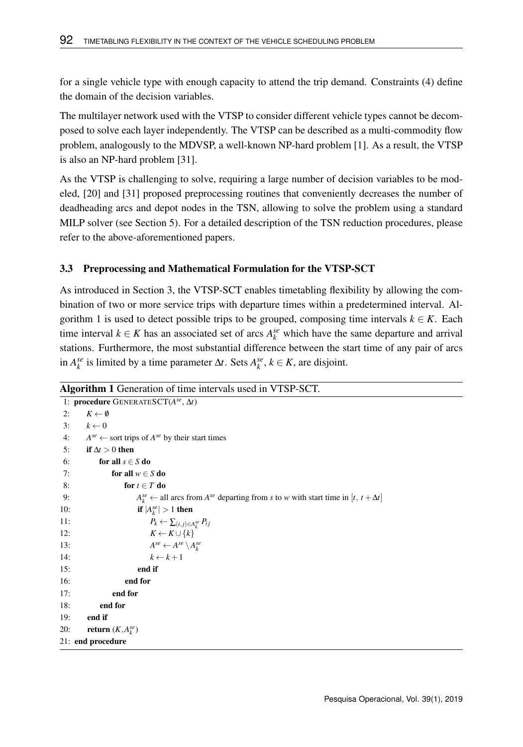for a single vehicle type with enough capacity to attend the trip demand. Constraints (4) define the domain of the decision variables.

The multilayer network used with the VTSP to consider different vehicle types cannot be decomposed to solve each layer independently. The VTSP can be described as a multi-commodity flow problem, analogously to the MDVSP, a well-known NP-hard problem [1]. As a result, the VTSP is also an NP-hard problem [31].

As the VTSP is challenging to solve, requiring a large number of decision variables to be modeled, [20] and [31] proposed preprocessing routines that conveniently decreases the number of deadheading arcs and depot nodes in the TSN, allowing to solve the problem using a standard MILP solver (see Section 5). For a detailed description of the TSN reduction procedures, please refer to the above-aforementioned papers.

### 3.3 Preprocessing and Mathematical Formulation for the VTSP-SCT

As introduced in Section 3, the VTSP-SCT enables timetabling flexibility by allowing the combination of two or more service trips with departure times within a predetermined interval. Algorithm 1 is used to detect possible trips to be grouped, composing time intervals $k \in K$. Each time interval $k \in K$ has an associated set of arcs $A_k^{se}$ which have the same departure and arrival stations. Furthermore, the most substantial difference between the start time of any pair of arcs in $A_k^{se}$ is limited by a time parameter $\Delta t$. Sets $A_k^{se}$, $k \in K$, are disjoint.

**Algorithm 1** Generation of time intervals used in VTSP-SCT.

```
1:  procedure GENERATESCT(A^se, Δt)
2:      K ← ∅
3:      k ← 0
4:      A^se ← sort trips of A^se by their start times
5:      if Δt > 0 then
6:          for all s ∈ S do
7:              for all w ∈ S do
8:                  for t ∈ T do
9:                      A_k^se ← all arcs from A^se departing from s to w with start time in [t, t + Δt]
10:                     if |A_k^se| > 1 then
11:                         P_k ← ∑_{(i,j)∈A_k^se} P_ij
12:                         K ← K ∪ {k}
13:                         A^se ← A^se \ A_k^se
14:                         k ← k + 1
15:                     end if
16:                 end for
17:             end for
18:         end for
19:     end if
20:     return (K, A_k^se)
21: end procedure
```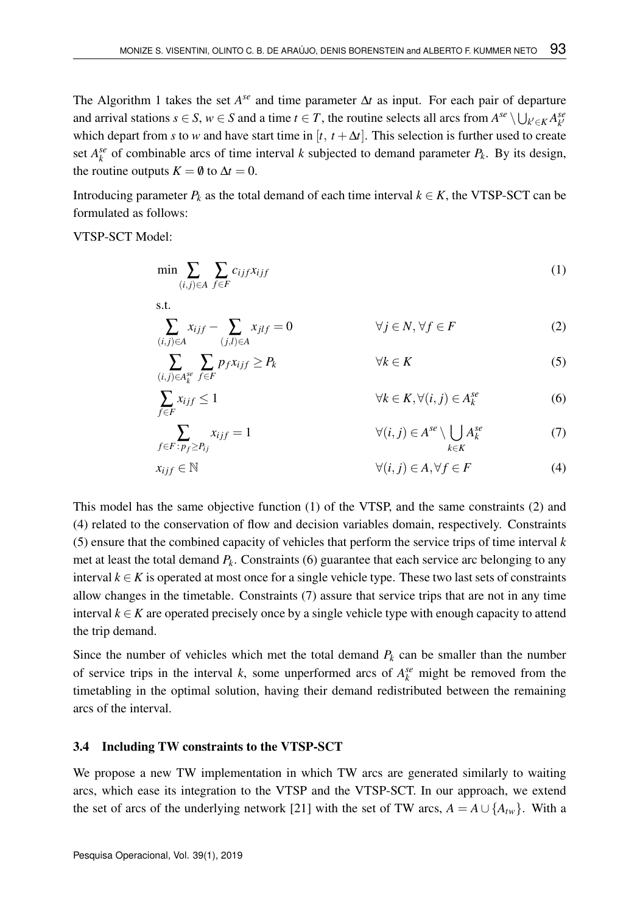The Algorithm 1 takes the set $A^{se}$ and time parameter $\Delta t$ as input. For each pair of departure and arrival stations $s \in S$, $w \in S$ and a time $t \in T$, the routine selects all arcs from $A^{se} \setminus \bigcup_{k' \in K} A^{se}_{k'}$ which depart from $s$ to $w$ and have start time in $[t,\ t+\Delta t]$. This selection is further used to create set $A^{se}_k$ of combinable arcs of time interval $k$ subjected to demand parameter $P_k$. By its design, the routine outputs $K = \emptyset$ to $\Delta t = 0$.

Introducing parameter $P_k$ as the total demand of each time interval $k \in K$, the VTSP-SCT can be formulated as follows:

VTSP-SCT Model:

$$\min \sum_{(i,j)\in A} \sum_{f \in F} c_{ijf} x_{ijf} \tag{1}$$

s.t.

$$\sum_{(i,j)\in A} x_{ijf} - \sum_{(j,l)\in A} x_{jlf} = 0 \qquad \forall j \in N, \forall f \in F \tag{2}$$

$$\sum_{(i,j)\in A^{se}_k} \sum_{f \in F} p_f x_{ijf} \geq P_k \qquad \forall k \in K \tag{5}$$

$$\sum_{f \in F} x_{ijf} \leq 1 \qquad \forall k \in K, \forall (i,j) \in A^{se}_k \tag{6}$$

$$\sum_{f \in F : p_f \geq P_{ij}} x_{ijf} = 1 \qquad \forall (i,j) \in A^{se} \setminus \bigcup_{k \in K} A^{se}_k \tag{7}$$

$$x_{ijf} \in \mathbb{N} \qquad \forall (i,j) \in A, \forall f \in F \tag{4}$$

This model has the same objective function (1) of the VTSP, and the same constraints (2) and (4) related to the conservation of flow and decision variables domain, respectively. Constraints (5) ensure that the combined capacity of vehicles that perform the service trips of time interval $k$ met at least the total demand $P_k$. Constraints (6) guarantee that each service arc belonging to any interval $k \in K$ is operated at most once for a single vehicle type. These two last sets of constraints allow changes in the timetable. Constraints (7) assure that service trips that are not in any time interval $k \in K$ are operated precisely once by a single vehicle type with enough capacity to attend the trip demand.

Since the number of vehicles which met the total demand $P_k$ can be smaller than the number of service trips in the interval $k$, some unperformed arcs of $A^{se}_k$ might be removed from the timetabling in the optimal solution, having their demand redistributed between the remaining arcs of the interval.

### 3.4 Including TW constraints to the VTSP-SCT

We propose a new TW implementation in which TW arcs are generated similarly to waiting arcs, which ease its integration to the VTSP and the VTSP-SCT. In our approach, we extend the set of arcs of the underlying network [21] with the set of TW arcs, $A = A \cup \{A_{tw}\}$. With a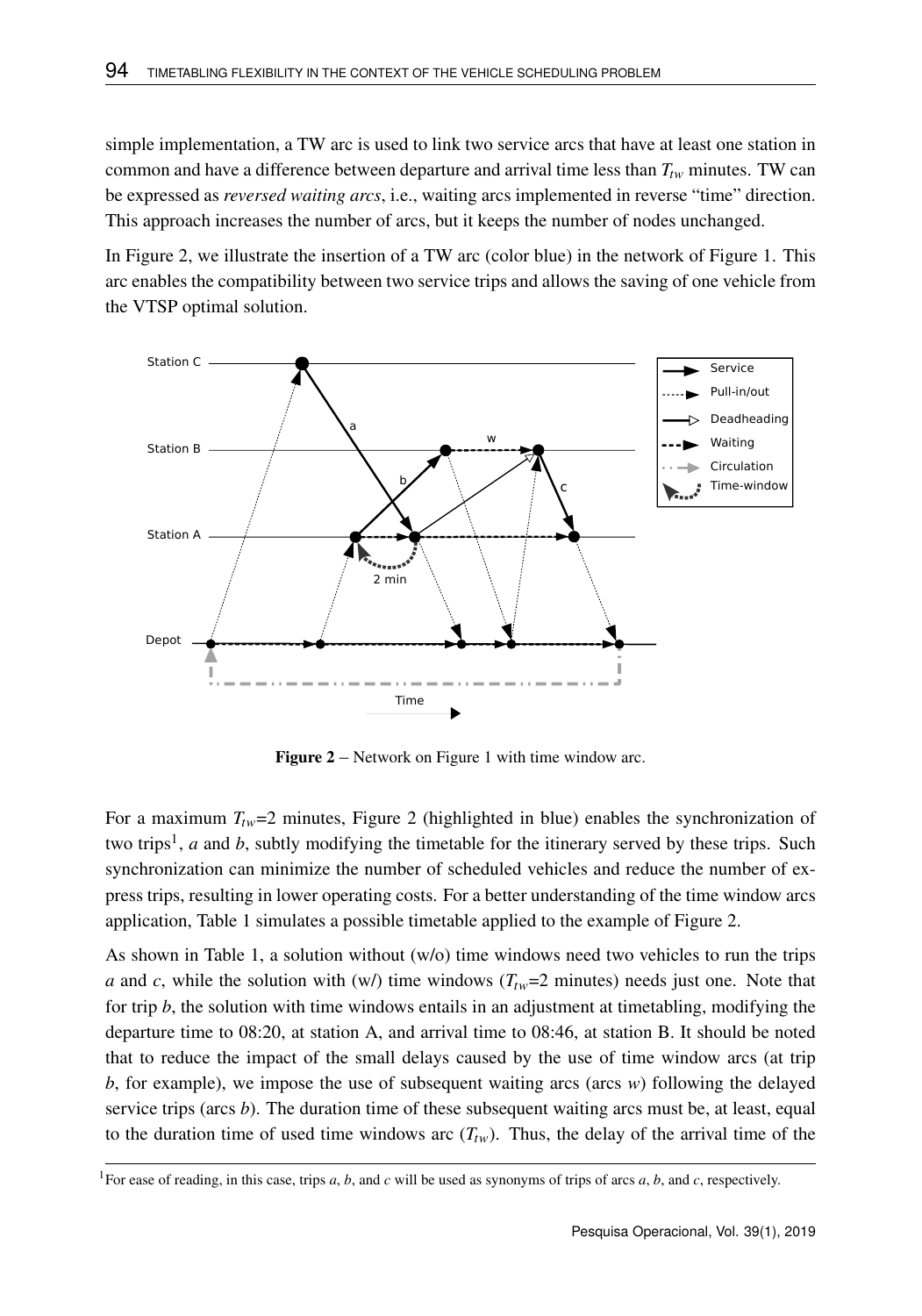simple implementation, a TW arc is used to link two service arcs that have at least one station in common and have a difference between departure and arrival time less than $T_{tw}$ minutes. TW can be expressed as *reversed waiting arcs*, i.e., waiting arcs implemented in reverse "time" direction. This approach increases the number of arcs, but it keeps the number of nodes unchanged.

In Figure 2, we illustrate the insertion of a TW arc (color blue) in the network of Figure 1. This arc enables the compatibility between two service trips and allows the saving of one vehicle from the VTSP optimal solution.

**Figure 2** – Network on Figure 1 with time window arc.

For a maximum $T_{tw}$=2 minutes, Figure 2 (highlighted in blue) enables the synchronization of two trips[1], *a* and *b*, subtly modifying the timetable for the itinerary served by these trips. Such synchronization can minimize the number of scheduled vehicles and reduce the number of express trips, resulting in lower operating costs. For a better understanding of the time window arcs application, Table 1 simulates a possible timetable applied to the example of Figure 2.

As shown in Table 1, a solution without (w/o) time windows need two vehicles to run the trips *a* and *c*, while the solution with (w/) time windows ($T_{tw}$=2 minutes) needs just one. Note that for trip *b*, the solution with time windows entails in an adjustment at timetabling, modifying the departure time to 08:20, at station A, and arrival time to 08:46, at station B. It should be noted that to reduce the impact of the small delays caused by the use of time window arcs (at trip *b*, for example), we impose the use of subsequent waiting arcs (arcs *w*) following the delayed service trips (arcs *b*). The duration time of these subsequent waiting arcs must be, at least, equal to the duration time of used time windows arc ($T_{tw}$). Thus, the delay of the arrival time of the

[1] For ease of reading, in this case, trips *a*, *b*, and *c* will be used as synonyms of trips of arcs *a*, *b*, and *c*, respectively.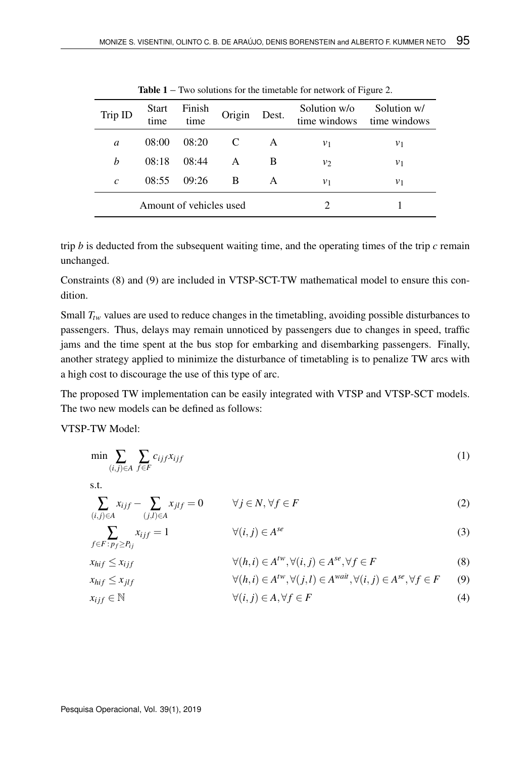**Table 1** – Two solutions for the timetable for network of Figure 2.

| Trip ID | Start time | Finish time | Origin | Dest. | Solution w/o time windows | Solution w/ time windows |
|---|---|---|---|---|---|---|
| $a$ | 08:00 | 08:20 | C | A | $v_1$ | $v_1$ |
| $b$ | 08:18 | 08:44 | A | B | $v_2$ | $v_1$ |
| $c$ | 08:55 | 09:26 | B | A | $v_1$ | $v_1$ |
| Amount of vehicles used | | | | | 2 | 1 |

trip $b$ is deducted from the subsequent waiting time, and the operating times of the trip $c$ remain unchanged.

Constraints (8) and (9) are included in VTSP-SCT-TW mathematical model to ensure this condition.

Small $T_{tw}$ values are used to reduce changes in the timetabling, avoiding possible disturbances to passengers. Thus, delays may remain unnoticed by passengers due to changes in speed, traffic jams and the time spent at the bus stop for embarking and disembarking passengers. Finally, another strategy applied to minimize the disturbance of timetabling is to penalize TW arcs with a high cost to discourage the use of this type of arc.

The proposed TW implementation can be easily integrated with VTSP and VTSP-SCT models. The two new models can be defined as follows:

VTSP-TW Model:

$$\min \sum_{(i,j)\in A} \sum_{f\in F} c_{ijf} x_{ijf} \tag{1}$$

s.t.

$$\sum_{(i,j)\in A} x_{ijf} - \sum_{(j,l)\in A} x_{jlf} = 0 \qquad \forall j \in N, \forall f \in F \tag{2}$$

$$\sum_{f\in F: p_f \geq P_{ij}} x_{ijf} = 1 \qquad \forall (i,j) \in A^{se} \tag{3}$$

$$x_{hif} \leq x_{ijf} \qquad \forall (h,i) \in A^{tw}, \forall (i,j) \in A^{se}, \forall f \in F \tag{8}$$

$$x_{hif} \leq x_{jlf} \qquad \forall (h,i) \in A^{tw}, \forall (j,l) \in A^{wait}, \forall (i,j) \in A^{se}, \forall f \in F \tag{9}$$

$$x_{ijf} \in \mathbb{N} \qquad \forall (i,j) \in A, \forall f \in F \tag{4}$$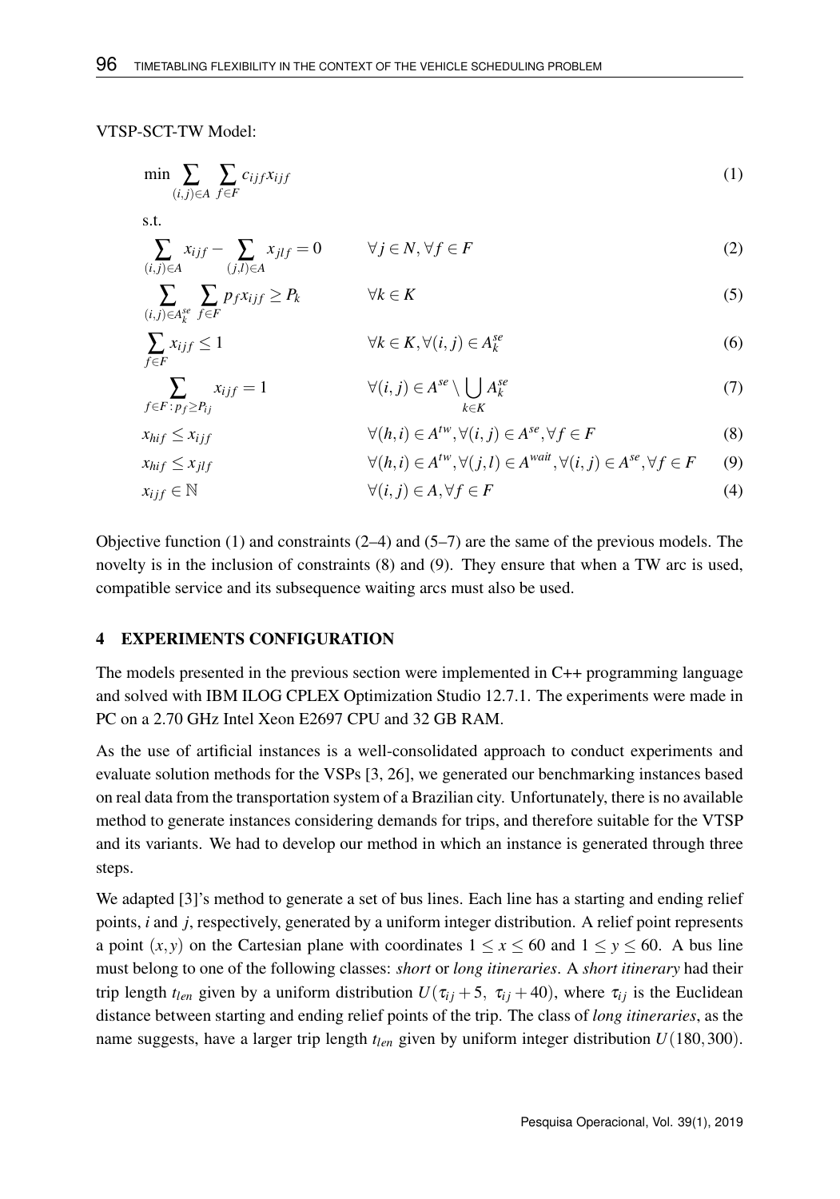VTSP-SCT-TW Model:

$$\min \sum_{(i,j)\in A} \sum_{f\in F} c_{ijf} x_{ijf} \tag{1}$$

s.t.

$$\sum_{(i,j)\in A} x_{ijf} - \sum_{(j,l)\in A} x_{jlf} = 0 \qquad \forall j \in N, \forall f \in F \tag{2}$$

$$\sum_{(i,j)\in A_k^{se}} \sum_{f\in F} p_f x_{ijf} \geq P_k \qquad \forall k \in K \tag{5}$$

$$\sum_{f\in F} x_{ijf} \leq 1 \qquad \forall k \in K, \forall (i,j) \in A_k^{se} \tag{6}$$

$$\sum_{f\in F : p_f \geq P_{ij}} x_{ijf} = 1 \qquad \forall (i,j) \in A^{se} \setminus \bigcup_{k\in K} A_k^{se} \tag{7}$$

$$x_{hif} \leq x_{ijf} \qquad \forall (h,i) \in A^{tw}, \forall (i,j) \in A^{se}, \forall f \in F \tag{8}$$

$$x_{hif} \leq x_{jlf} \qquad \forall (h,i) \in A^{tw}, \forall (j,l) \in A^{wait}, \forall (i,j) \in A^{se}, \forall f \in F \tag{9}$$

$$x_{ijf} \in \mathbb{N} \qquad \forall (i,j) \in A, \forall f \in F \tag{4}$$

Objective function (1) and constraints (2–4) and (5–7) are the same of the previous models. The novelty is in the inclusion of constraints (8) and (9). They ensure that when a TW arc is used, compatible service and its subsequence waiting arcs must also be used.

## 4 EXPERIMENTS CONFIGURATION

The models presented in the previous section were implemented in C++ programming language and solved with IBM ILOG CPLEX Optimization Studio 12.7.1. The experiments were made in PC on a 2.70 GHz Intel Xeon E2697 CPU and 32 GB RAM.

As the use of artificial instances is a well-consolidated approach to conduct experiments and evaluate solution methods for the VSPs [3, 26], we generated our benchmarking instances based on real data from the transportation system of a Brazilian city. Unfortunately, there is no available method to generate instances considering demands for trips, and therefore suitable for the VTSP and its variants. We had to develop our method in which an instance is generated through three steps.

We adapted [3]'s method to generate a set of bus lines. Each line has a starting and ending relief points, $i$ and $j$, respectively, generated by a uniform integer distribution. A relief point represents a point $(x, y)$ on the Cartesian plane with coordinates $1 \leq x \leq 60$ and $1 \leq y \leq 60$. A bus line must belong to one of the following classes: *short* or *long itineraries*. A *short itinerary* had their trip length $t_{len}$ given by a uniform distribution $U(\tau_{ij} + 5,\ \tau_{ij} + 40)$, where $\tau_{ij}$ is the Euclidean distance between starting and ending relief points of the trip. The class of *long itineraries*, as the name suggests, have a larger trip length $t_{len}$ given by uniform integer distribution $U(180, 300)$.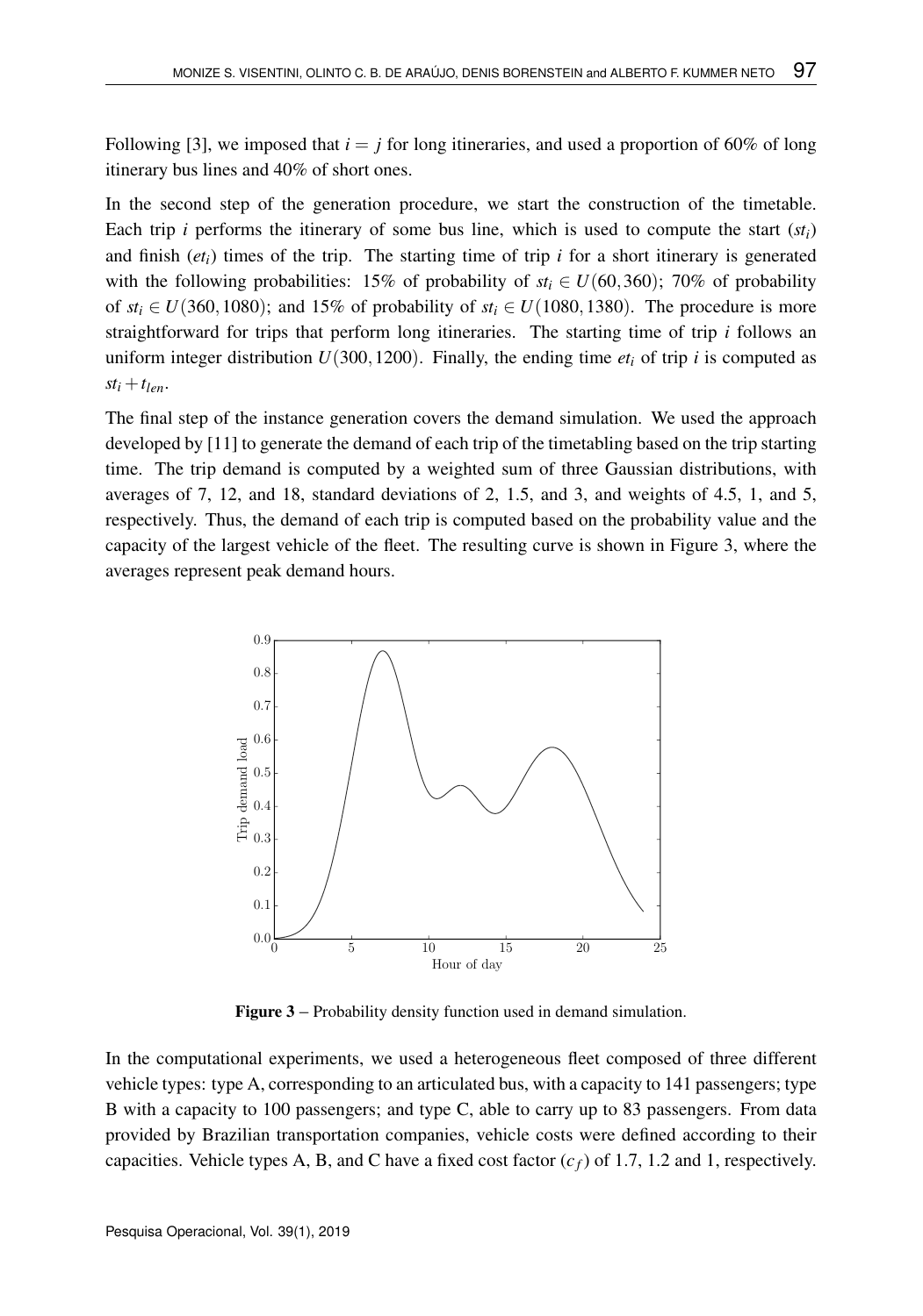Following [3], we imposed that $i = j$ for long itineraries, and used a proportion of 60% of long itinerary bus lines and 40% of short ones.

In the second step of the generation procedure, we start the construction of the timetable. Each trip $i$ performs the itinerary of some bus line, which is used to compute the start ($st_i$) and finish ($et_i$) times of the trip. The starting time of trip $i$ for a short itinerary is generated with the following probabilities: 15% of probability of $st_i \in U(60, 360)$; 70% of probability of $st_i \in U(360, 1080)$; and 15% of probability of $st_i \in U(1080, 1380)$. The procedure is more straightforward for trips that perform long itineraries. The starting time of trip $i$ follows an uniform integer distribution $U(300, 1200)$. Finally, the ending time $et_i$ of trip $i$ is computed as $st_i + t_{len}$.

The final step of the instance generation covers the demand simulation. We used the approach developed by [11] to generate the demand of each trip of the timetabling based on the trip starting time. The trip demand is computed by a weighted sum of three Gaussian distributions, with averages of 7, 12, and 18, standard deviations of 2, 1.5, and 3, and weights of 4.5, 1, and 5, respectively. Thus, the demand of each trip is computed based on the probability value and the capacity of the largest vehicle of the fleet. The resulting curve is shown in Figure 3, where the averages represent peak demand hours.

**Figure 3** – Probability density function used in demand simulation.

In the computational experiments, we used a heterogeneous fleet composed of three different vehicle types: type A, corresponding to an articulated bus, with a capacity to 141 passengers; type B with a capacity to 100 passengers; and type C, able to carry up to 83 passengers. From data provided by Brazilian transportation companies, vehicle costs were defined according to their capacities. Vehicle types A, B, and C have a fixed cost factor ($c_f$) of 1.7, 1.2 and 1, respectively.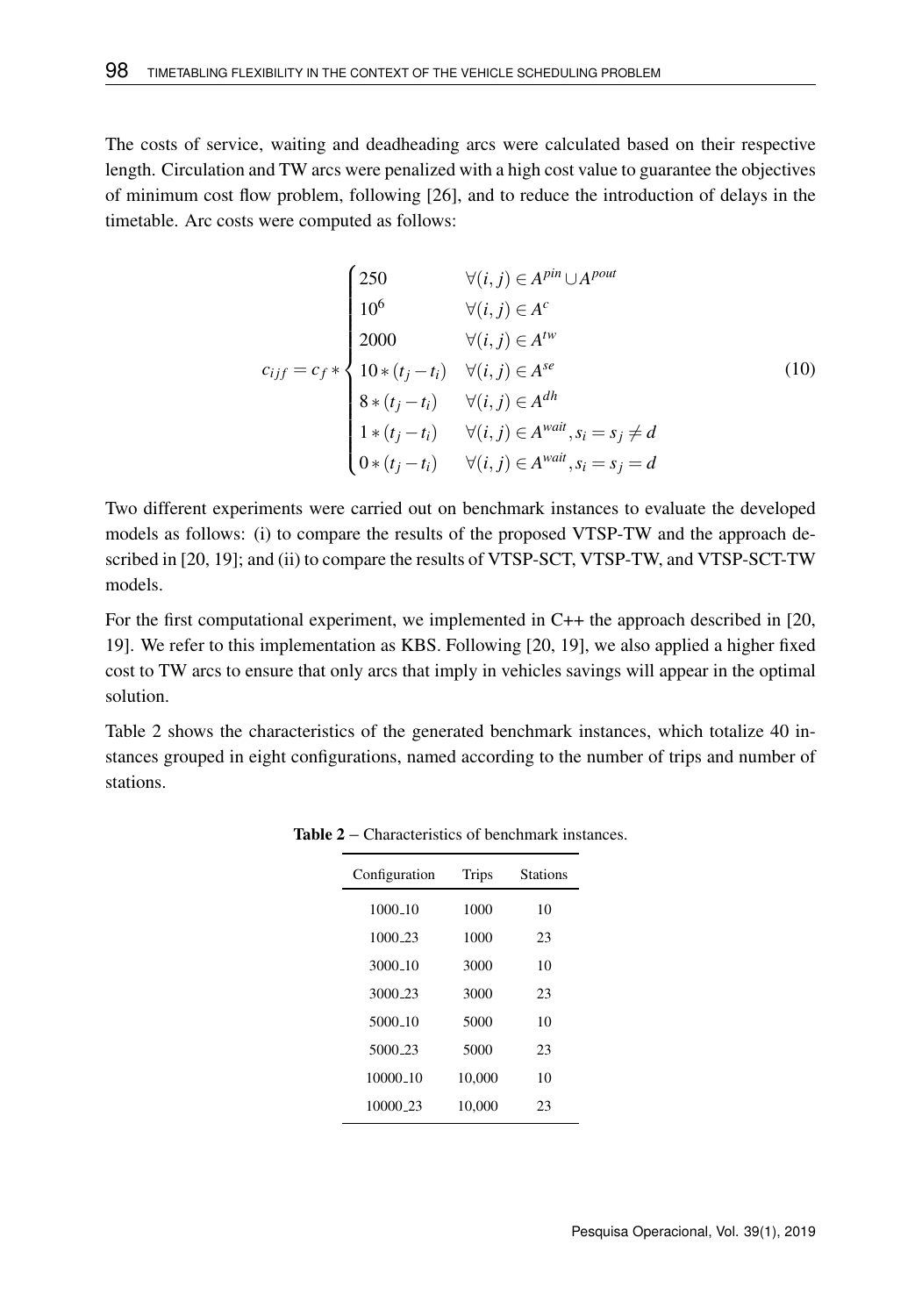The costs of service, waiting and deadheading arcs were calculated based on their respective length. Circulation and TW arcs were penalized with a high cost value to guarantee the objectives of minimum cost flow problem, following [26], and to reduce the introduction of delays in the timetable. Arc costs were computed as follows:

$$
c_{ijf} = c_f * \begin{cases} 250 & \forall (i,j) \in A^{pin} \cup A^{pout} \\ 10^6 & \forall (i,j) \in A^{c} \\ 2000 & \forall (i,j) \in A^{tw} \\ 10 * (t_j - t_i) & \forall (i,j) \in A^{se} \\ 8 * (t_j - t_i) & \forall (i,j) \in A^{dh} \\ 1 * (t_j - t_i) & \forall (i,j) \in A^{wait}, s_i = s_j \neq d \\ 0 * (t_j - t_i) & \forall (i,j) \in A^{wait}, s_i = s_j = d \end{cases} \tag{10}
$$

Two different experiments were carried out on benchmark instances to evaluate the developed models as follows: (i) to compare the results of the proposed VTSP-TW and the approach described in [20, 19]; and (ii) to compare the results of VTSP-SCT, VTSP-TW, and VTSP-SCT-TW models.

For the first computational experiment, we implemented in C++ the approach described in [20, 19]. We refer to this implementation as KBS. Following [20, 19], we also applied a higher fixed cost to TW arcs to ensure that only arcs that imply in vehicles savings will appear in the optimal solution.

Table 2 shows the characteristics of the generated benchmark instances, which totalize 40 instances grouped in eight configurations, named according to the number of trips and number of stations.

**Table 2** – Characteristics of benchmark instances.

| Configuration | Trips | Stations |
|---|---|---|
| 1000_10 | 1000 | 10 |
| 1000_23 | 1000 | 23 |
| 3000_10 | 3000 | 10 |
| 3000_23 | 3000 | 23 |
| 5000_10 | 5000 | 10 |
| 5000_23 | 5000 | 23 |
| 10000_10 | 10,000 | 10 |
| 10000_23 | 10,000 | 23 |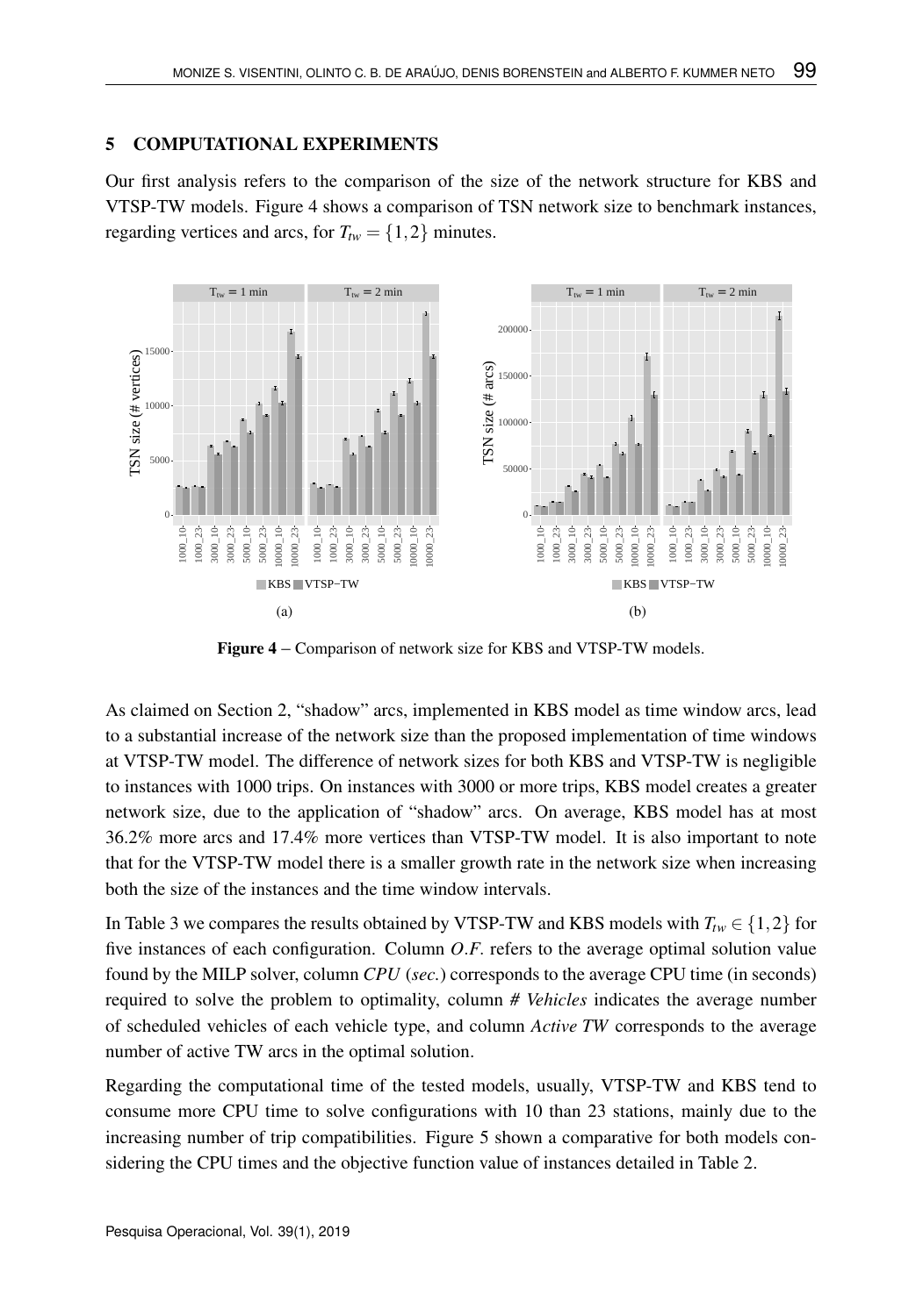## 5 COMPUTATIONAL EXPERIMENTS

Our first analysis refers to the comparison of the size of the network structure for KBS and VTSP-TW models. Figure 4 shows a comparison of TSN network size to benchmark instances, regarding vertices and arcs, for $T_{tw} = \{1, 2\}$ minutes.

**Figure 4** – Comparison of network size for KBS and VTSP-TW models.

As claimed on Section 2, "shadow" arcs, implemented in KBS model as time window arcs, lead to a substantial increase of the network size than the proposed implementation of time windows at VTSP-TW model. The difference of network sizes for both KBS and VTSP-TW is negligible to instances with 1000 trips. On instances with 3000 or more trips, KBS model creates a greater network size, due to the application of "shadow" arcs. On average, KBS model has at most 36.2% more arcs and 17.4% more vertices than VTSP-TW model. It is also important to note that for the VTSP-TW model there is a smaller growth rate in the network size when increasing both the size of the instances and the time window intervals.

In Table 3 we compares the results obtained by VTSP-TW and KBS models with $T_{tw} \in \{1, 2\}$ for five instances of each configuration. Column *O.F.* refers to the average optimal solution value found by the MILP solver, column *CPU (sec.)* corresponds to the average CPU time (in seconds) required to solve the problem to optimality, column *# Vehicles* indicates the average number of scheduled vehicles of each vehicle type, and column *Active TW* corresponds to the average number of active TW arcs in the optimal solution.

Regarding the computational time of the tested models, usually, VTSP-TW and KBS tend to consume more CPU time to solve configurations with 10 than 23 stations, mainly due to the increasing number of trip compatibilities. Figure 5 shown a comparative for both models considering the CPU times and the objective function value of instances detailed in Table 2.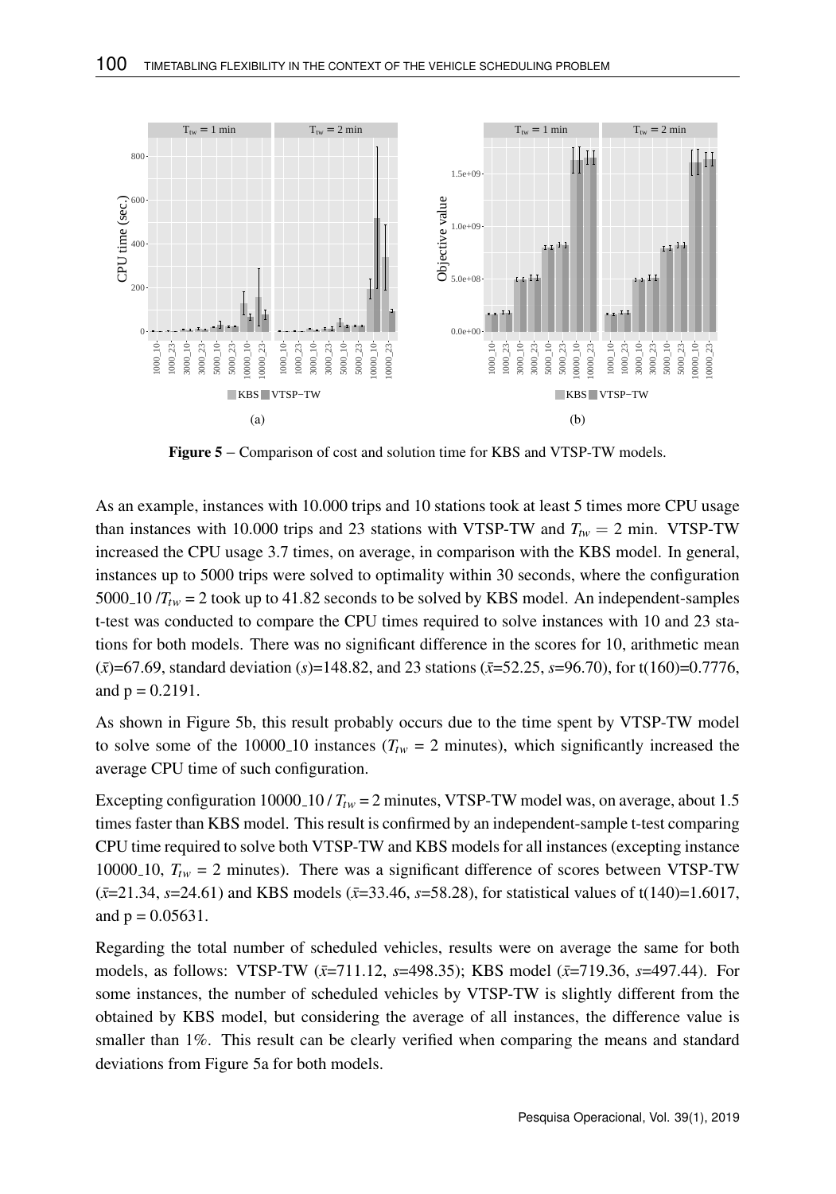**Figure 5** – Comparison of cost and solution time for KBS and VTSP-TW models.

As an example, instances with 10.000 trips and 10 stations took at least 5 times more CPU usage than instances with 10.000 trips and 23 stations with VTSP-TW and $T_{tw} = 2$ min. VTSP-TW increased the CPU usage 3.7 times, on average, in comparison with the KBS model. In general, instances up to 5000 trips were solved to optimality within 30 seconds, where the configuration 5000_10 /$T_{tw}$ = 2 took up to 41.82 seconds to be solved by KBS model. An independent-samples t-test was conducted to compare the CPU times required to solve instances with 10 and 23 stations for both models. There was no significant difference in the scores for 10, arithmetic mean ($\bar{x}$)=67.69, standard deviation ($s$)=148.82, and 23 stations ($\bar{x}$=52.25, $s$=96.70), for t(160)=0.7776, and p = 0.2191.

As shown in Figure 5b, this result probably occurs due to the time spent by VTSP-TW model to solve some of the 10000_10 instances ($T_{tw}$ = 2 minutes), which significantly increased the average CPU time of such configuration.

Excepting configuration 10000_10 / $T_{tw}$ = 2 minutes, VTSP-TW model was, on average, about 1.5 times faster than KBS model. This result is confirmed by an independent-sample t-test comparing CPU time required to solve both VTSP-TW and KBS models for all instances (excepting instance 10000_10, $T_{tw}$ = 2 minutes). There was a significant difference of scores between VTSP-TW ($\bar{x}$=21.34, $s$=24.61) and KBS models ($\bar{x}$=33.46, $s$=58.28), for statistical values of t(140)=1.6017, and p = 0.05631.

Regarding the total number of scheduled vehicles, results were on average the same for both models, as follows: VTSP-TW ($\bar{x}$=711.12, $s$=498.35); KBS model ($\bar{x}$=719.36, $s$=497.44). For some instances, the number of scheduled vehicles by VTSP-TW is slightly different from the obtained by KBS model, but considering the average of all instances, the difference value is smaller than 1%. This result can be clearly verified when comparing the means and standard deviations from Figure 5a for both models.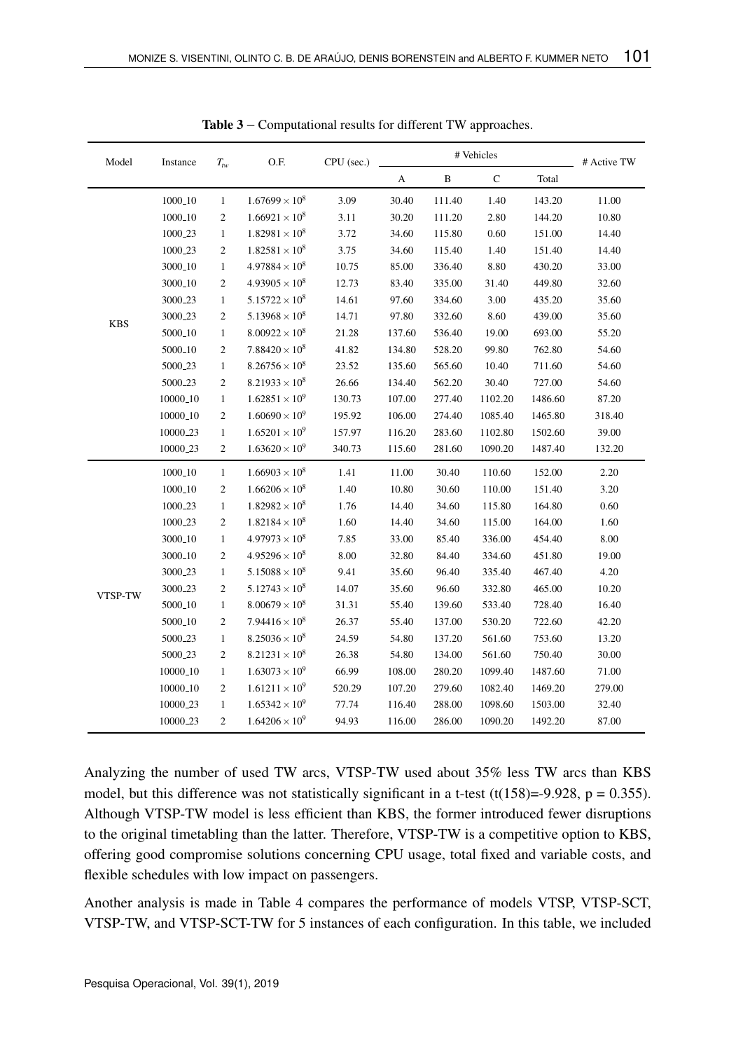**Table 3** – Computational results for different TW approaches.

| Model | Instance | $T_{tw}$ | O.F. | CPU (sec.) | # Vehicles | | | | # Active TW |
|---|---|---|---|---|---|---|---|---|---|
| | | | | | A | B | C | Total | |
| KBS | 1000_10 | 1 | $1.67699 \times 10^8$ | 3.09 | 30.40 | 111.40 | 1.40 | 143.20 | 11.00 |
| | 1000_10 | 2 | $1.66921 \times 10^8$ | 3.11 | 30.20 | 111.20 | 2.80 | 144.20 | 10.80 |
| | 1000_23 | 1 | $1.82981 \times 10^8$ | 3.72 | 34.60 | 115.80 | 0.60 | 151.00 | 14.40 |
| | 1000_23 | 2 | $1.82581 \times 10^8$ | 3.75 | 34.60 | 115.40 | 1.40 | 151.40 | 14.40 |
| | 3000_10 | 1 | $4.97884 \times 10^8$ | 10.75 | 85.00 | 336.40 | 8.80 | 430.20 | 33.00 |
| | 3000_10 | 2 | $4.93905 \times 10^8$ | 12.73 | 83.40 | 335.00 | 31.40 | 449.80 | 32.60 |
| | 3000_23 | 1 | $5.15722 \times 10^8$ | 14.61 | 97.60 | 334.60 | 3.00 | 435.20 | 35.60 |
| | 3000_23 | 2 | $5.13968 \times 10^8$ | 14.71 | 97.80 | 332.60 | 8.60 | 439.00 | 35.60 |
| | 5000_10 | 1 | $8.00922 \times 10^8$ | 21.28 | 137.60 | 536.40 | 19.00 | 693.00 | 55.20 |
| | 5000_10 | 2 | $7.88420 \times 10^8$ | 41.82 | 134.80 | 528.20 | 99.80 | 762.80 | 54.60 |
| | 5000_23 | 1 | $8.26756 \times 10^8$ | 23.52 | 135.60 | 565.60 | 10.40 | 711.60 | 54.60 |
| | 5000_23 | 2 | $8.21933 \times 10^8$ | 26.66 | 134.40 | 562.20 | 30.40 | 727.00 | 54.60 |
| | 10000_10 | 1 | $1.62851 \times 10^9$ | 130.73 | 107.00 | 277.40 | 1102.20 | 1486.60 | 87.20 |
| | 10000_10 | 2 | $1.60690 \times 10^9$ | 195.92 | 106.00 | 274.40 | 1085.40 | 1465.80 | 318.40 |
| | 10000_23 | 1 | $1.65201 \times 10^9$ | 157.97 | 116.20 | 283.60 | 1102.80 | 1502.60 | 39.00 |
| | 10000_23 | 2 | $1.63620 \times 10^9$ | 340.73 | 115.60 | 281.60 | 1090.20 | 1487.40 | 132.20 |
| VTSP-TW | 1000_10 | 1 | $1.66903 \times 10^8$ | 1.41 | 11.00 | 30.40 | 110.60 | 152.00 | 2.20 |
| | 1000_10 | 2 | $1.66206 \times 10^8$ | 1.40 | 10.80 | 30.60 | 110.00 | 151.40 | 3.20 |
| | 1000_23 | 1 | $1.82982 \times 10^8$ | 1.76 | 14.40 | 34.60 | 115.80 | 164.80 | 0.60 |
| | 1000_23 | 2 | $1.82184 \times 10^8$ | 1.60 | 14.40 | 34.60 | 115.00 | 164.00 | 1.60 |
| | 3000_10 | 1 | $4.97973 \times 10^8$ | 7.85 | 33.00 | 85.40 | 336.00 | 454.40 | 8.00 |
| | 3000_10 | 2 | $4.95296 \times 10^8$ | 8.00 | 32.80 | 84.40 | 334.60 | 451.80 | 19.00 |
| | 3000_23 | 1 | $5.15088 \times 10^8$ | 9.41 | 35.60 | 96.40 | 335.40 | 467.40 | 4.20 |
| | 3000_23 | 2 | $5.12743 \times 10^8$ | 14.07 | 35.60 | 96.60 | 332.80 | 465.00 | 10.20 |
| | 5000_10 | 1 | $8.00679 \times 10^8$ | 31.31 | 55.40 | 139.60 | 533.40 | 728.40 | 16.40 |
| | 5000_10 | 2 | $7.94416 \times 10^8$ | 26.37 | 55.40 | 137.00 | 530.20 | 722.60 | 42.20 |
| | 5000_23 | 1 | $8.25036 \times 10^8$ | 24.59 | 54.80 | 137.20 | 561.60 | 753.60 | 13.20 |
| | 5000_23 | 2 | $8.21231 \times 10^8$ | 26.38 | 54.80 | 134.00 | 561.60 | 750.40 | 30.00 |
| | 10000_10 | 1 | $1.63073 \times 10^9$ | 66.99 | 108.00 | 280.20 | 1099.40 | 1487.60 | 71.00 |
| | 10000_10 | 2 | $1.61211 \times 10^9$ | 520.29 | 107.20 | 279.60 | 1082.40 | 1469.20 | 279.00 |
| | 10000_23 | 1 | $1.65342 \times 10^9$ | 77.74 | 116.40 | 288.00 | 1098.60 | 1503.00 | 32.40 |
| | 10000_23 | 2 | $1.64206 \times 10^9$ | 94.93 | 116.00 | 286.00 | 1090.20 | 1492.20 | 87.00 |

Analyzing the number of used TW arcs, VTSP-TW used about 35% less TW arcs than KBS model, but this difference was not statistically significant in a t-test ($t(158)=-9.928$, $p = 0.355$). Although VTSP-TW model is less efficient than KBS, the former introduced fewer disruptions to the original timetabling than the latter. Therefore, VTSP-TW is a competitive option to KBS, offering good compromise solutions concerning CPU usage, total fixed and variable costs, and flexible schedules with low impact on passengers.

Another analysis is made in Table 4 compares the performance of models VTSP, VTSP-SCT, VTSP-TW, and VTSP-SCT-TW for 5 instances of each configuration. In this table, we included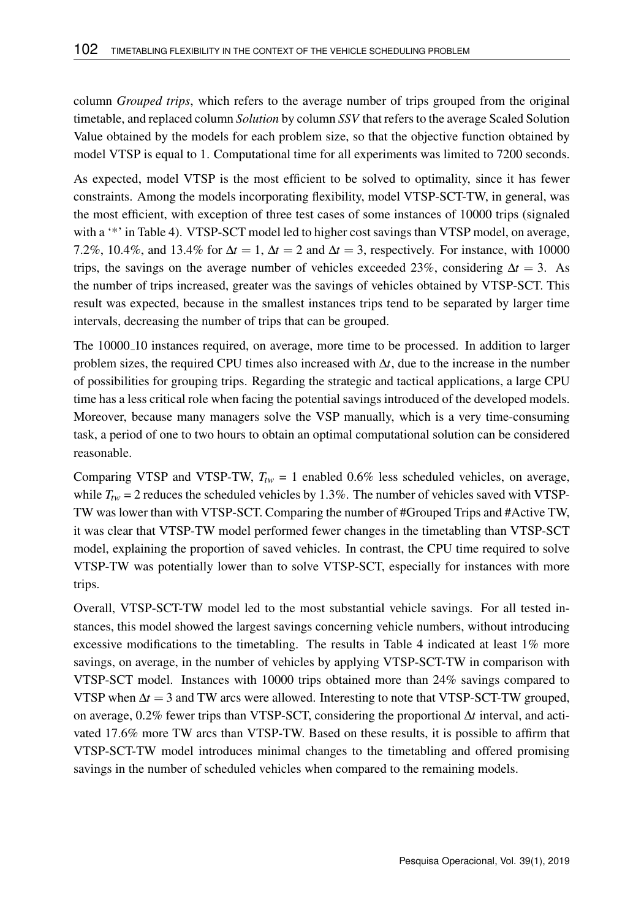column *Grouped trips*, which refers to the average number of trips grouped from the original timetable, and replaced column *Solution* by column *SSV* that refers to the average Scaled Solution Value obtained by the models for each problem size, so that the objective function obtained by model VTSP is equal to 1. Computational time for all experiments was limited to 7200 seconds.

As expected, model VTSP is the most efficient to be solved to optimality, since it has fewer constraints. Among the models incorporating flexibility, model VTSP-SCT-TW, in general, was the most efficient, with exception of three test cases of some instances of 10000 trips (signaled with a '*' in Table 4). VTSP-SCT model led to higher cost savings than VTSP model, on average, 7.2%, 10.4%, and 13.4% for $\Delta t = 1$, $\Delta t = 2$ and $\Delta t = 3$, respectively. For instance, with 10000 trips, the savings on the average number of vehicles exceeded 23%, considering $\Delta t = 3$. As the number of trips increased, greater was the savings of vehicles obtained by VTSP-SCT. This result was expected, because in the smallest instances trips tend to be separated by larger time intervals, decreasing the number of trips that can be grouped.

The 10000_10 instances required, on average, more time to be processed. In addition to larger problem sizes, the required CPU times also increased with $\Delta t$, due to the increase in the number of possibilities for grouping trips. Regarding the strategic and tactical applications, a large CPU time has a less critical role when facing the potential savings introduced of the developed models. Moreover, because many managers solve the VSP manually, which is a very time-consuming task, a period of one to two hours to obtain an optimal computational solution can be considered reasonable.

Comparing VTSP and VTSP-TW, $T_{tw} = 1$ enabled 0.6% less scheduled vehicles, on average, while $T_{tw} = 2$ reduces the scheduled vehicles by 1.3%. The number of vehicles saved with VTSP-TW was lower than with VTSP-SCT. Comparing the number of #Grouped Trips and #Active TW, it was clear that VTSP-TW model performed fewer changes in the timetabling than VTSP-SCT model, explaining the proportion of saved vehicles. In contrast, the CPU time required to solve VTSP-TW was potentially lower than to solve VTSP-SCT, especially for instances with more trips.

Overall, VTSP-SCT-TW model led to the most substantial vehicle savings. For all tested instances, this model showed the largest savings concerning vehicle numbers, without introducing excessive modifications to the timetabling. The results in Table 4 indicated at least 1% more savings, on average, in the number of vehicles by applying VTSP-SCT-TW in comparison with VTSP-SCT model. Instances with 10000 trips obtained more than 24% savings compared to VTSP when $\Delta t = 3$ and TW arcs were allowed. Interesting to note that VTSP-SCT-TW grouped, on average, 0.2% fewer trips than VTSP-SCT, considering the proportional $\Delta t$ interval, and activated 17.6% more TW arcs than VTSP-TW. Based on these results, it is possible to affirm that VTSP-SCT-TW model introduces minimal changes to the timetabling and offered promising savings in the number of scheduled vehicles when compared to the remaining models.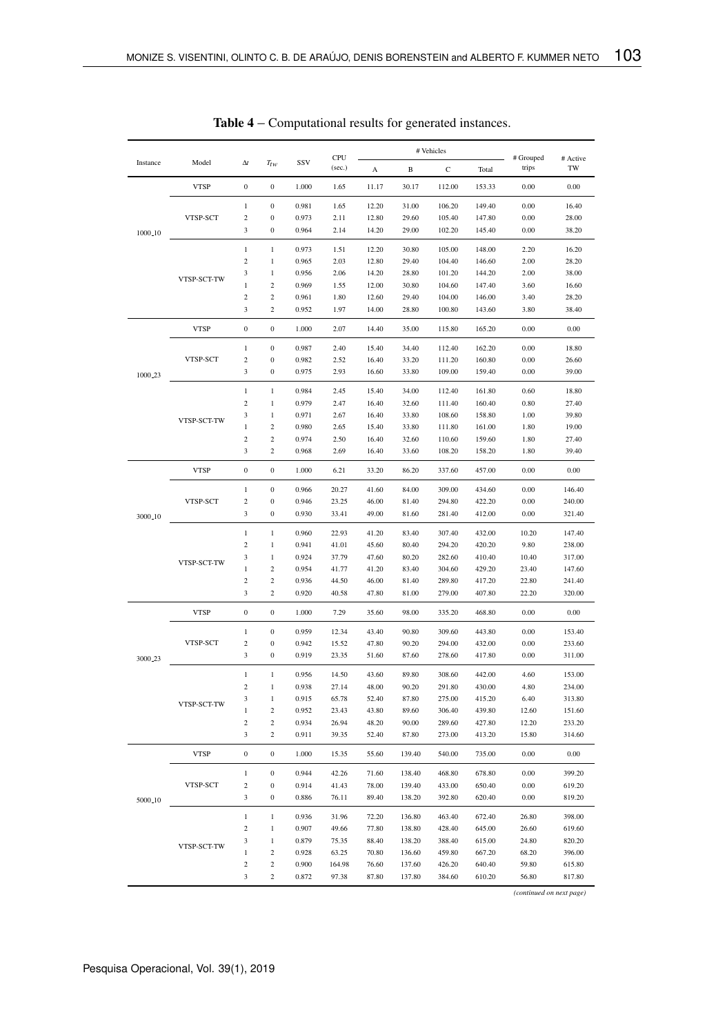**Table 4** – Computational results for generated instances.

| Instance | Model | $\Delta t$ | $T_{TW}$ | SSV | CPU (sec.) | # Vehicles A | B | C | Total | # Grouped trips | # Active TW |
|---|---|---|---|---|---|---|---|---|---|---|---|
| 1000_10 | VTSP | 0 | 0 | 1.000 | 1.65 | 11.17 | 30.17 | 112.00 | 153.33 | 0.00 | 0.00 |
| | VTSP-SCT | 1 | 0 | 0.981 | 1.65 | 12.20 | 31.00 | 106.20 | 149.40 | 0.00 | 16.40 |
| | | 2 | 0 | 0.973 | 2.11 | 12.80 | 29.60 | 105.40 | 147.80 | 0.00 | 28.00 |
| | | 3 | 0 | 0.964 | 2.14 | 14.20 | 29.00 | 102.20 | 145.40 | 0.00 | 38.20 |
| | VTSP-SCT-TW | 1 | 1 | 0.973 | 1.51 | 12.20 | 30.80 | 105.00 | 148.00 | 2.20 | 16.20 |
| | | 2 | 1 | 0.965 | 2.03 | 12.80 | 29.40 | 104.40 | 146.60 | 2.00 | 28.20 |
| | | 3 | 1 | 0.956 | 2.06 | 14.20 | 28.80 | 101.20 | 144.20 | 2.00 | 38.00 |
| | | 1 | 2 | 0.969 | 1.55 | 12.00 | 30.80 | 104.60 | 147.40 | 3.60 | 16.60 |
| | | 2 | 2 | 0.961 | 1.80 | 12.60 | 29.40 | 104.00 | 146.00 | 3.40 | 28.20 |
| | | 3 | 2 | 0.952 | 1.97 | 14.00 | 28.80 | 100.80 | 143.60 | 3.80 | 38.40 |
| 1000_23 | VTSP | 0 | 0 | 1.000 | 2.07 | 14.40 | 35.00 | 115.80 | 165.20 | 0.00 | 0.00 |
| | VTSP-SCT | 1 | 0 | 0.987 | 2.40 | 15.40 | 34.40 | 112.40 | 162.20 | 0.00 | 18.80 |
| | | 2 | 0 | 0.982 | 2.52 | 16.40 | 33.20 | 111.20 | 160.80 | 0.00 | 26.60 |
| | | 3 | 0 | 0.975 | 2.93 | 16.60 | 33.80 | 109.00 | 159.40 | 0.00 | 39.00 |
| | VTSP-SCT-TW | 1 | 1 | 0.984 | 2.45 | 15.40 | 34.00 | 112.40 | 161.80 | 0.60 | 18.80 |
| | | 2 | 1 | 0.979 | 2.47 | 16.40 | 32.60 | 111.40 | 160.40 | 0.80 | 27.40 |
| | | 3 | 1 | 0.971 | 2.67 | 16.40 | 33.80 | 108.60 | 158.80 | 1.00 | 39.80 |
| | | 1 | 2 | 0.980 | 2.65 | 15.40 | 33.80 | 111.80 | 161.00 | 1.80 | 19.00 |
| | | 2 | 2 | 0.974 | 2.50 | 16.40 | 32.60 | 110.60 | 159.60 | 1.80 | 27.40 |
| | | 3 | 2 | 0.968 | 2.69 | 16.40 | 33.60 | 108.20 | 158.20 | 1.80 | 39.40 |
| 3000_10 | VTSP | 0 | 0 | 1.000 | 6.21 | 33.20 | 86.20 | 337.60 | 457.00 | 0.00 | 0.00 |
| | VTSP-SCT | 1 | 0 | 0.966 | 20.27 | 41.60 | 84.00 | 309.00 | 434.60 | 0.00 | 146.40 |
| | | 2 | 0 | 0.946 | 23.25 | 46.00 | 81.40 | 294.80 | 422.20 | 0.00 | 240.00 |
| | | 3 | 0 | 0.930 | 33.41 | 49.00 | 81.60 | 281.40 | 412.00 | 0.00 | 321.40 |
| | VTSP-SCT-TW | 1 | 1 | 0.960 | 22.93 | 41.20 | 83.40 | 307.40 | 432.00 | 10.20 | 147.40 |
| | | 2 | 1 | 0.941 | 41.01 | 45.60 | 80.40 | 294.20 | 420.20 | 9.80 | 238.00 |
| | | 3 | 1 | 0.924 | 37.79 | 47.60 | 80.20 | 282.60 | 410.40 | 10.40 | 317.00 |
| | | 1 | 2 | 0.954 | 41.77 | 41.20 | 83.40 | 304.60 | 429.20 | 23.40 | 147.60 |
| | | 2 | 2 | 0.936 | 44.50 | 46.00 | 81.40 | 289.80 | 417.20 | 22.80 | 241.40 |
| | | 3 | 2 | 0.920 | 40.58 | 47.80 | 81.00 | 279.00 | 407.80 | 22.20 | 320.00 |
| 3000_23 | VTSP | 0 | 0 | 1.000 | 7.29 | 35.60 | 98.00 | 335.20 | 468.80 | 0.00 | 0.00 |
| | VTSP-SCT | 1 | 0 | 0.959 | 12.34 | 43.40 | 90.80 | 309.60 | 443.80 | 0.00 | 153.40 |
| | | 2 | 0 | 0.942 | 15.52 | 47.80 | 90.20 | 294.00 | 432.00 | 0.00 | 233.60 |
| | | 3 | 0 | 0.919 | 23.35 | 51.60 | 87.60 | 278.60 | 417.80 | 0.00 | 311.00 |
| | VTSP-SCT-TW | 1 | 1 | 0.956 | 14.50 | 43.60 | 89.80 | 308.60 | 442.00 | 4.60 | 153.00 |
| | | 2 | 1 | 0.938 | 27.14 | 48.00 | 90.20 | 291.80 | 430.00 | 4.80 | 234.00 |
| | | 3 | 1 | 0.915 | 65.78 | 52.40 | 87.80 | 275.00 | 415.20 | 6.40 | 313.80 |
| | | 1 | 2 | 0.952 | 23.43 | 43.80 | 89.60 | 306.40 | 439.80 | 12.60 | 151.60 |
| | | 2 | 2 | 0.934 | 26.94 | 48.20 | 90.00 | 289.60 | 427.80 | 12.20 | 233.20 |
| | | 3 | 2 | 0.911 | 39.35 | 52.40 | 87.80 | 273.00 | 413.20 | 15.80 | 314.60 |
| 5000_10 | VTSP | 0 | 0 | 1.000 | 15.35 | 55.60 | 139.40 | 540.00 | 735.00 | 0.00 | 0.00 |
| | VTSP-SCT | 1 | 0 | 0.944 | 42.26 | 71.60 | 138.40 | 468.80 | 678.80 | 0.00 | 399.20 |
| | | 2 | 0 | 0.914 | 41.43 | 78.00 | 139.40 | 433.00 | 650.40 | 0.00 | 619.20 |
| | | 3 | 0 | 0.886 | 76.11 | 89.40 | 138.20 | 392.80 | 620.40 | 0.00 | 819.20 |
| | VTSP-SCT-TW | 1 | 1 | 0.936 | 31.96 | 72.20 | 136.80 | 463.40 | 672.40 | 26.80 | 398.00 |
| | | 2 | 1 | 0.907 | 49.66 | 77.80 | 138.80 | 428.40 | 645.00 | 26.60 | 619.60 |
| | | 3 | 1 | 0.879 | 75.35 | 88.40 | 138.20 | 388.40 | 615.00 | 24.80 | 820.20 |
| | | 1 | 2 | 0.928 | 63.25 | 70.80 | 136.60 | 459.80 | 667.20 | 68.20 | 396.00 |
| | | 2 | 2 | 0.900 | 164.98 | 76.60 | 137.60 | 426.20 | 640.40 | 59.80 | 615.80 |
| | | 3 | 2 | 0.872 | 97.38 | 87.80 | 137.80 | 384.60 | 610.20 | 56.80 | 817.80 |

*(continued on next page)*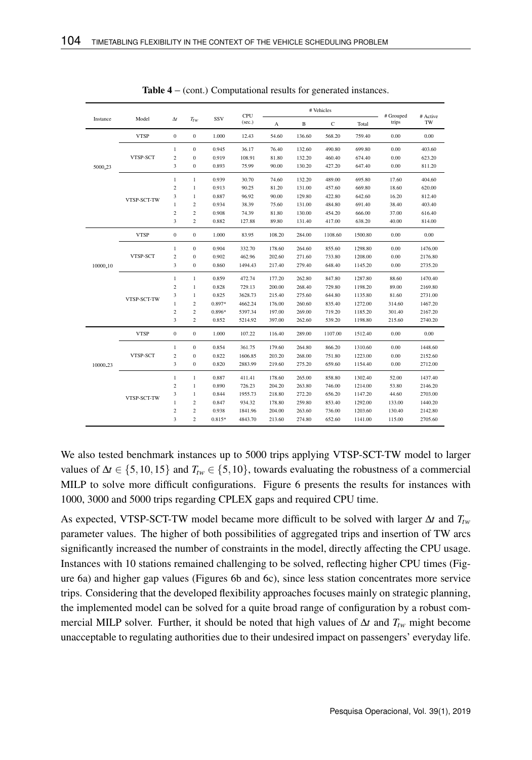**Table 4** – (cont.) Computational results for generated instances.

| Instance | Model | $\Delta t$ | $T_{tw}$ | SSV | CPU (sec.) | # Vehicles | | | | # Grouped trips | # Active TW |
|---|---|---|---|---|---|---|---|---|---|---|---|
| | | | | | | A | B | C | Total | | |
| 5000_23 | VTSP | 0 | 0 | 1.000 | 12.43 | 54.60 | 136.60 | 568.20 | 759.40 | 0.00 | 0.00 |
| | VTSP-SCT | 1 | 0 | 0.945 | 36.17 | 76.40 | 132.60 | 490.80 | 699.80 | 0.00 | 403.60 |
| | | 2 | 0 | 0.919 | 108.91 | 81.80 | 132.20 | 460.40 | 674.40 | 0.00 | 623.20 |
| | | 3 | 0 | 0.893 | 75.99 | 90.00 | 130.20 | 427.20 | 647.40 | 0.00 | 811.20 |
| | VTSP-SCT-TW | 1 | 1 | 0.939 | 30.70 | 74.60 | 132.20 | 489.00 | 695.80 | 17.60 | 404.60 |
| | | 2 | 1 | 0.913 | 90.25 | 81.20 | 131.00 | 457.60 | 669.80 | 18.60 | 620.00 |
| | | 3 | 1 | 0.887 | 96.92 | 90.00 | 129.80 | 422.80 | 642.60 | 16.20 | 812.40 |
| | | 1 | 2 | 0.934 | 38.39 | 75.60 | 131.00 | 484.80 | 691.40 | 38.40 | 403.40 |
| | | 2 | 2 | 0.908 | 74.39 | 81.80 | 130.00 | 454.20 | 666.00 | 37.00 | 616.40 |
| | | 3 | 2 | 0.882 | 127.88 | 89.80 | 131.40 | 417.00 | 638.20 | 40.00 | 814.00 |
| 10000_10 | VTSP | 0 | 0 | 1.000 | 83.95 | 108.20 | 284.00 | 1108.60 | 1500.80 | 0.00 | 0.00 |
| | VTSP-SCT | 1 | 0 | 0.904 | 332.70 | 178.60 | 264.60 | 855.60 | 1298.80 | 0.00 | 1476.00 |
| | | 2 | 0 | 0.902 | 462.96 | 202.60 | 271.60 | 733.80 | 1208.00 | 0.00 | 2176.80 |
| | | 3 | 0 | 0.860 | 1494.43 | 217.40 | 279.40 | 648.40 | 1145.20 | 0.00 | 2735.20 |
| | VTSP-SCT-TW | 1 | 1 | 0.859 | 472.74 | 177.20 | 262.80 | 847.80 | 1287.80 | 88.60 | 1470.40 |
| | | 2 | 1 | 0.828 | 729.13 | 200.00 | 268.40 | 729.80 | 1198.20 | 89.00 | 2169.80 |
| | | 3 | 1 | 0.825 | 3628.73 | 215.40 | 275.60 | 644.80 | 1135.80 | 81.60 | 2731.00 |
| | | 1 | 2 | 0.897* | 4662.24 | 176.00 | 260.60 | 835.40 | 1272.00 | 314.60 | 1467.20 |
| | | 2 | 2 | 0.896* | 5397.34 | 197.00 | 269.00 | 719.20 | 1185.20 | 301.40 | 2167.20 |
| | | 3 | 2 | 0.852 | 5214.92 | 397.00 | 262.60 | 539.20 | 1198.80 | 215.60 | 2740.20 |
| 10000_23 | VTSP | 0 | 0 | 1.000 | 107.22 | 116.40 | 289.00 | 1107.00 | 1512.40 | 0.00 | 0.00 |
| | VTSP-SCT | 1 | 0 | 0.854 | 361.75 | 179.60 | 264.80 | 866.20 | 1310.60 | 0.00 | 1448.60 |
| | | 2 | 0 | 0.822 | 1606.85 | 203.20 | 268.00 | 751.80 | 1223.00 | 0.00 | 2152.60 |
| | | 3 | 0 | 0.820 | 2883.99 | 219.60 | 275.20 | 659.60 | 1154.40 | 0.00 | 2712.00 |
| | VTSP-SCT-TW | 1 | 1 | 0.887 | 411.41 | 178.60 | 265.00 | 858.80 | 1302.40 | 52.00 | 1437.40 |
| | | 2 | 1 | 0.890 | 726.23 | 204.20 | 263.80 | 746.00 | 1214.00 | 53.80 | 2146.20 |
| | | 3 | 1 | 0.844 | 1955.73 | 218.80 | 272.20 | 656.20 | 1147.20 | 44.60 | 2703.00 |
| | | 1 | 2 | 0.847 | 934.32 | 178.80 | 259.80 | 853.40 | 1292.00 | 133.00 | 1440.20 |
| | | 2 | 2 | 0.938 | 1841.96 | 204.00 | 263.60 | 736.00 | 1203.60 | 130.40 | 2142.80 |
| | | 3 | 2 | 0.815* | 4843.70 | 213.60 | 274.80 | 652.60 | 1141.00 | 115.00 | 2705.60 |

We also tested benchmark instances up to 5000 trips applying VTSP-SCT-TW model to larger values of $\Delta t \in \{5, 10, 15\}$ and $T_{tw} \in \{5, 10\}$, towards evaluating the robustness of a commercial MILP to solve more difficult configurations. Figure 6 presents the results for instances with 1000, 3000 and 5000 trips regarding CPLEX gaps and required CPU time.

As expected, VTSP-SCT-TW model became more difficult to be solved with larger $\Delta t$ and $T_{tw}$ parameter values. The higher of both possibilities of aggregated trips and insertion of TW arcs significantly increased the number of constraints in the model, directly affecting the CPU usage. Instances with 10 stations remained challenging to be solved, reflecting higher CPU times (Figure 6a) and higher gap values (Figures 6b and 6c), since less station concentrates more service trips. Considering that the developed flexibility approaches focuses mainly on strategic planning, the implemented model can be solved for a quite broad range of configuration by a robust commercial MILP solver. Further, it should be noted that high values of $\Delta t$ and $T_{tw}$ might become unacceptable to regulating authorities due to their undesired impact on passengers' everyday life.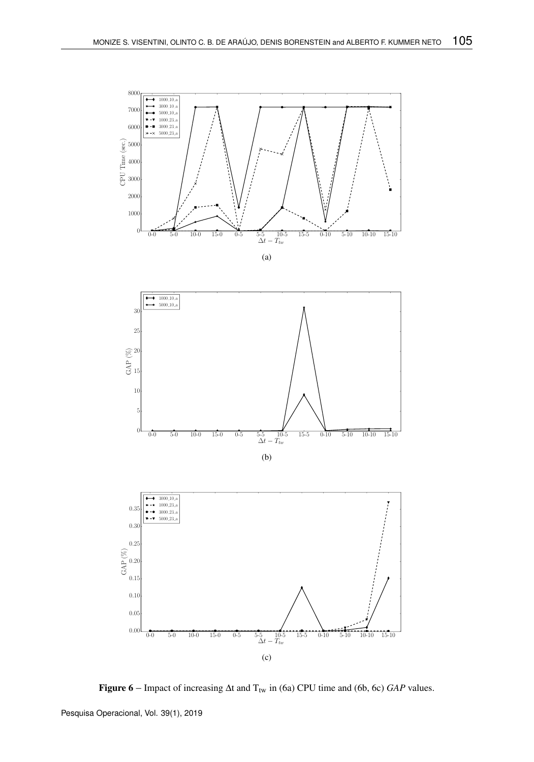(a)

(b)

(c)

**Figure 6** – Impact of increasing Δt and $T_{tw}$ in (6a) CPU time and (6b, 6c) *GAP* values.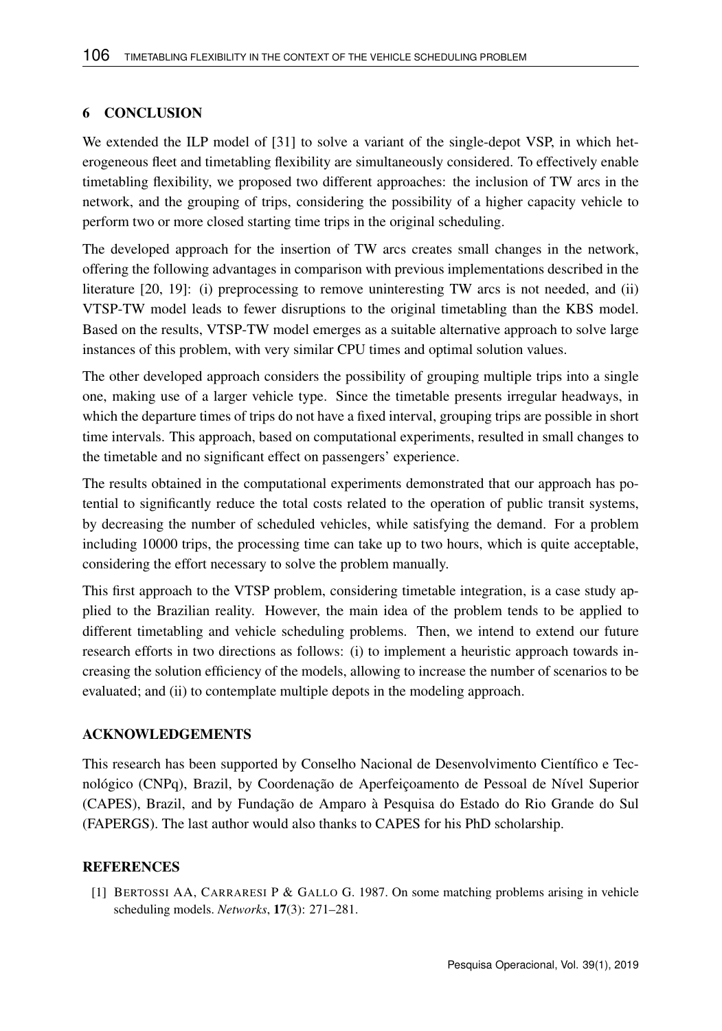## 6 CONCLUSION

We extended the ILP model of [31] to solve a variant of the single-depot VSP, in which heterogeneous fleet and timetabling flexibility are simultaneously considered. To effectively enable timetabling flexibility, we proposed two different approaches: the inclusion of TW arcs in the network, and the grouping of trips, considering the possibility of a higher capacity vehicle to perform two or more closed starting time trips in the original scheduling.

The developed approach for the insertion of TW arcs creates small changes in the network, offering the following advantages in comparison with previous implementations described in the literature [20, 19]: (i) preprocessing to remove uninteresting TW arcs is not needed, and (ii) VTSP-TW model leads to fewer disruptions to the original timetabling than the KBS model. Based on the results, VTSP-TW model emerges as a suitable alternative approach to solve large instances of this problem, with very similar CPU times and optimal solution values.

The other developed approach considers the possibility of grouping multiple trips into a single one, making use of a larger vehicle type. Since the timetable presents irregular headways, in which the departure times of trips do not have a fixed interval, grouping trips are possible in short time intervals. This approach, based on computational experiments, resulted in small changes to the timetable and no significant effect on passengers' experience.

The results obtained in the computational experiments demonstrated that our approach has potential to significantly reduce the total costs related to the operation of public transit systems, by decreasing the number of scheduled vehicles, while satisfying the demand. For a problem including 10000 trips, the processing time can take up to two hours, which is quite acceptable, considering the effort necessary to solve the problem manually.

This first approach to the VTSP problem, considering timetable integration, is a case study applied to the Brazilian reality. However, the main idea of the problem tends to be applied to different timetabling and vehicle scheduling problems. Then, we intend to extend our future research efforts in two directions as follows: (i) to implement a heuristic approach towards increasing the solution efficiency of the models, allowing to increase the number of scenarios to be evaluated; and (ii) to contemplate multiple depots in the modeling approach.

## ACKNOWLEDGEMENTS

This research has been supported by Conselho Nacional de Desenvolvimento Científico e Tecnológico (CNPq), Brazil, by Coordenação de Aperfeiçoamento de Pessoal de Nível Superior (CAPES), Brazil, and by Fundação de Amparo à Pesquisa do Estado do Rio Grande do Sul (FAPERGS). The last author would also thanks to CAPES for his PhD scholarship.

## REFERENCES

[1] Bertossi AA, Carraresi P & Gallo G. 1987. On some matching problems arising in vehicle scheduling models. *Networks*, **17**(3): 271–281.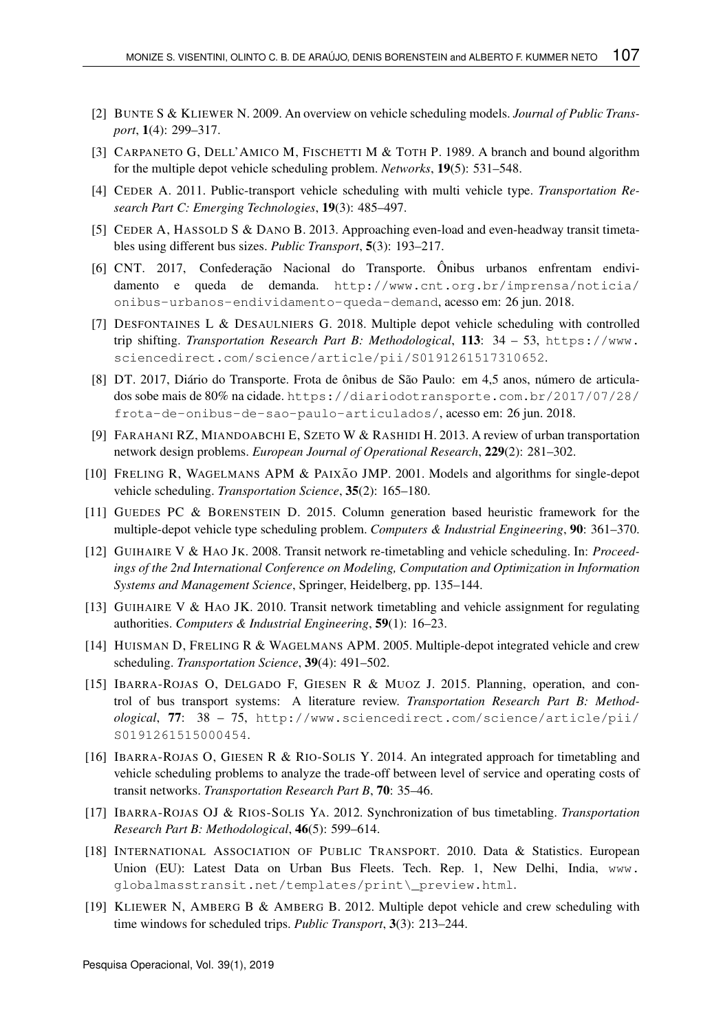[2] BUNTE S & KLIEWER N. 2009. An overview on vehicle scheduling models. *Journal of Public Transport*, **1**(4): 299–317.

[3] CARPANETO G, DELL'AMICO M, FISCHETTI M & TOTH P. 1989. A branch and bound algorithm for the multiple depot vehicle scheduling problem. *Networks*, **19**(5): 531–548.

[4] CEDER A. 2011. Public-transport vehicle scheduling with multi vehicle type. *Transportation Research Part C: Emerging Technologies*, **19**(3): 485–497.

[5] CEDER A, HASSOLD S & DANO B. 2013. Approaching even-load and even-headway transit timetables using different bus sizes. *Public Transport*, **5**(3): 193–217.

[6] CNT. 2017, Confederação Nacional do Transporte. Ônibus urbanos enfrentam endividamento e queda de demanda. http://www.cnt.org.br/imprensa/noticia/onibus-urbanos-endividamento-queda-demand, acesso em: 26 jun. 2018.

[7] DESFONTAINES L & DESAULNIERS G. 2018. Multiple depot vehicle scheduling with controlled trip shifting. *Transportation Research Part B: Methodological*, **113**: 34 – 53, https://www.sciencedirect.com/science/article/pii/S0191261517310652.

[8] DT. 2017, Diário do Transporte. Frota de ônibus de São Paulo: em 4,5 anos, número de articulados sobe mais de 80% na cidade. https://diariodotransporte.com.br/2017/07/28/frota-de-onibus-de-sao-paulo-articulados/, acesso em: 26 jun. 2018.

[9] FARAHANI RZ, MIANDOABCHI E, SZETO W & RASHIDI H. 2013. A review of urban transportation network design problems. *European Journal of Operational Research*, **229**(2): 281–302.

[10] FRELING R, WAGELMANS APM & PAIXÃO JMP. 2001. Models and algorithms for single-depot vehicle scheduling. *Transportation Science*, **35**(2): 165–180.

[11] GUEDES PC & BORENSTEIN D. 2015. Column generation based heuristic framework for the multiple-depot vehicle type scheduling problem. *Computers & Industrial Engineering*, **90**: 361–370.

[12] GUIHAIRE V & HAO JK. 2008. Transit network re-timetabling and vehicle scheduling. In: *Proceedings of the 2nd International Conference on Modeling, Computation and Optimization in Information Systems and Management Science*, Springer, Heidelberg, pp. 135–144.

[13] GUIHAIRE V & HAO JK. 2010. Transit network timetabling and vehicle assignment for regulating authorities. *Computers & Industrial Engineering*, **59**(1): 16–23.

[14] HUISMAN D, FRELING R & WAGELMANS APM. 2005. Multiple-depot integrated vehicle and crew scheduling. *Transportation Science*, **39**(4): 491–502.

[15] IBARRA-ROJAS O, DELGADO F, GIESEN R & MUOZ J. 2015. Planning, operation, and control of bus transport systems: A literature review. *Transportation Research Part B: Methodological*, **77**: 38 – 75, http://www.sciencedirect.com/science/article/pii/S0191261515000454.

[16] IBARRA-ROJAS O, GIESEN R & RIO-SOLIS Y. 2014. An integrated approach for timetabling and vehicle scheduling problems to analyze the trade-off between level of service and operating costs of transit networks. *Transportation Research Part B*, **70**: 35–46.

[17] IBARRA-ROJAS OJ & RIOS-SOLIS YA. 2012. Synchronization of bus timetabling. *Transportation Research Part B: Methodological*, **46**(5): 599–614.

[18] INTERNATIONAL ASSOCIATION OF PUBLIC TRANSPORT. 2010. Data & Statistics. European Union (EU): Latest Data on Urban Bus Fleets. Tech. Rep. 1, New Delhi, India, www.globalmasstransit.net/templates/print\_preview.html.

[19] KLIEWER N, AMBERG B & AMBERG B. 2012. Multiple depot vehicle and crew scheduling with time windows for scheduled trips. *Public Transport*, **3**(3): 213–244.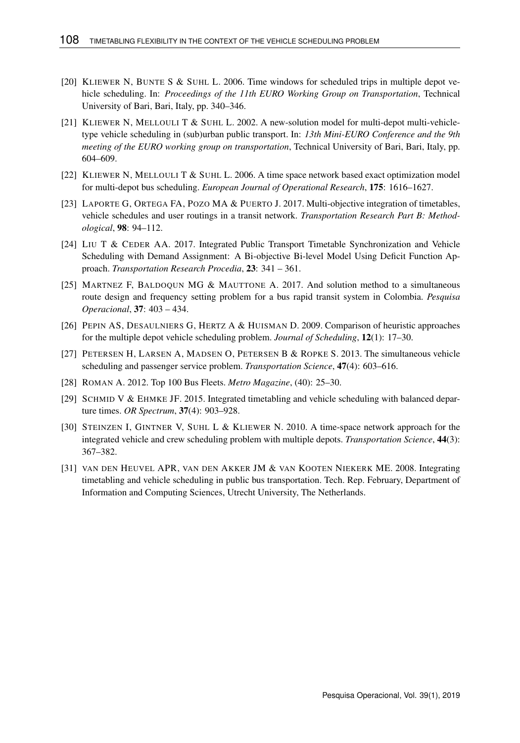[20] KLIEWER N, BUNTE S & SUHL L. 2006. Time windows for scheduled trips in multiple depot vehicle scheduling. In: *Proceedings of the 11th EURO Working Group on Transportation*, Technical University of Bari, Bari, Italy, pp. 340–346.

[21] KLIEWER N, MELLOULI T & SUHL L. 2002. A new-solution model for multi-depot multi-vehicle-type vehicle scheduling in (sub)urban public transport. In: *13th Mini-EURO Conference and the 9th meeting of the EURO working group on transportation*, Technical University of Bari, Bari, Italy, pp. 604–609.

[22] KLIEWER N, MELLOULI T & SUHL L. 2006. A time space network based exact optimization model for multi-depot bus scheduling. *European Journal of Operational Research*, **175**: 1616–1627.

[23] LAPORTE G, ORTEGA FA, POZO MA & PUERTO J. 2017. Multi-objective integration of timetables, vehicle schedules and user routings in a transit network. *Transportation Research Part B: Methodological*, **98**: 94–112.

[24] LIU T & CEDER AA. 2017. Integrated Public Transport Timetable Synchronization and Vehicle Scheduling with Demand Assignment: A Bi-objective Bi-level Model Using Deficit Function Approach. *Transportation Research Procedia*, **23**: 341 – 361.

[25] MARTNEZ F, BALDOQUN MG & MAUTTONE A. 2017. And solution method to a simultaneous route design and frequency setting problem for a bus rapid transit system in Colombia. *Pesquisa Operacional*, **37**: 403 – 434.

[26] PEPIN AS, DESAULNIERS G, HERTZ A & HUISMAN D. 2009. Comparison of heuristic approaches for the multiple depot vehicle scheduling problem. *Journal of Scheduling*, **12**(1): 17–30.

[27] PETERSEN H, LARSEN A, MADSEN O, PETERSEN B & ROPKE S. 2013. The simultaneous vehicle scheduling and passenger service problem. *Transportation Science*, **47**(4): 603–616.

[28] ROMAN A. 2012. Top 100 Bus Fleets. *Metro Magazine*, (40): 25–30.

[29] SCHMID V & EHMKE JF. 2015. Integrated timetabling and vehicle scheduling with balanced departure times. *OR Spectrum*, **37**(4): 903–928.

[30] STEINZEN I, GINTNER V, SUHL L & KLIEWER N. 2010. A time-space network approach for the integrated vehicle and crew scheduling problem with multiple depots. *Transportation Science*, **44**(3): 367–382.

[31] VAN DEN HEUVEL APR, VAN DEN AKKER JM & VAN KOOTEN NIEKERK ME. 2008. Integrating timetabling and vehicle scheduling in public bus transportation. Tech. Rep. February, Department of Information and Computing Sciences, Utrecht University, The Netherlands.